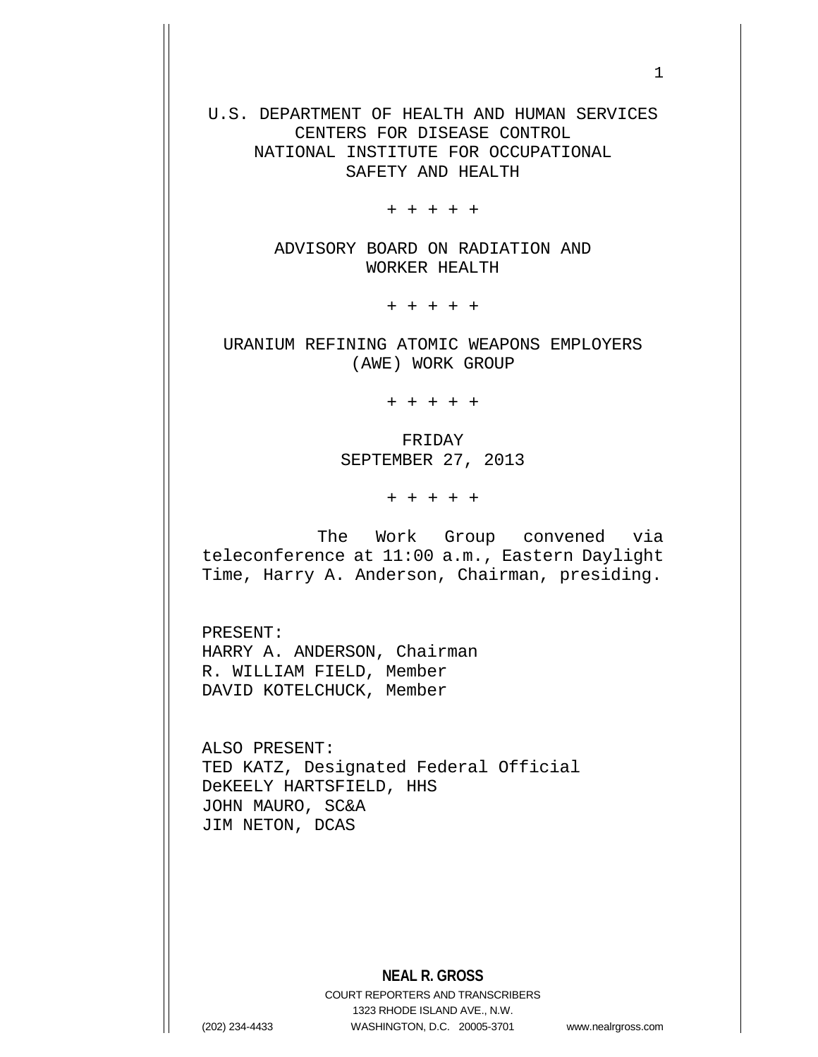U.S. DEPARTMENT OF HEALTH AND HUMAN SERVICES
CENTERS FOR DISEASE CONTROL
NATIONAL INSTITUTE FOR OCCUPATIONAL
SAFETY AND HEALTH

+ + + + +

ADVISORY BOARD ON RADIATION AND
WORKER HEALTH

+ + + + +

URANIUM REFINING ATOMIC WEAPONS EMPLOYERS
(AWE) WORK GROUP

+ + + + +

FRIDAY
SEPTEMBER 27, 2013

+ + + + +

The Work Group convened via teleconference at 11:00 a.m., Eastern Daylight Time, Harry A. Anderson, Chairman, presiding.

PRESENT:
HARRY A. ANDERSON, Chairman
R. WILLIAM FIELD, Member
DAVID KOTELCHUCK, Member

ALSO PRESENT:
TED KATZ, Designated Federal Official
DeKEELY HARTSFIELD, HHS
JOHN MAURO, SC&A
JIM NETON, DCAS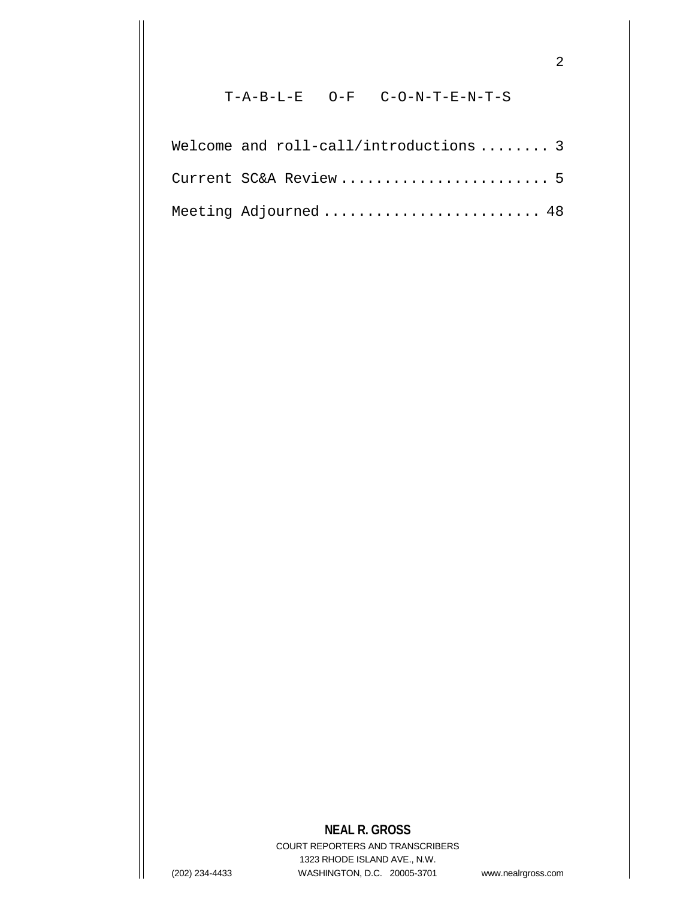# T-A-B-L-E O-F C-O-N-T-E-N-T-S

Welcome and roll-call/introductions ........ 3

Current SC&A Review ........................ 5

Meeting Adjourned ......................... 48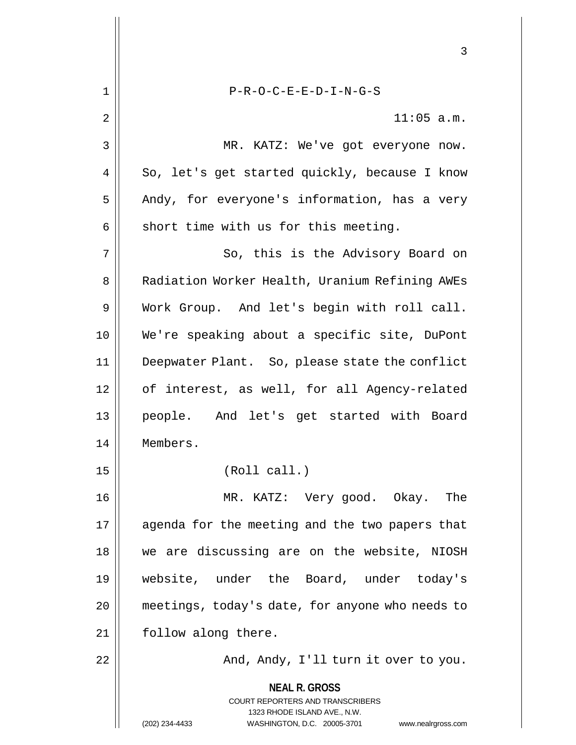P-R-O-C-E-E-D-I-N-G-S

11:05 a.m.

MR. KATZ: We've got everyone now. So, let's get started quickly, because I know Andy, for everyone's information, has a very short time with us for this meeting.

So, this is the Advisory Board on Radiation Worker Health, Uranium Refining AWEs Work Group. And let's begin with roll call. We're speaking about a specific site, DuPont Deepwater Plant. So, please state the conflict of interest, as well, for all Agency-related people. And let's get started with Board Members.

(Roll call.)

MR. KATZ: Very good. Okay. The agenda for the meeting and the two papers that we are discussing are on the website, NIOSH website, under the Board, under today's meetings, today's date, for anyone who needs to follow along there.

And, Andy, I'll turn it over to you.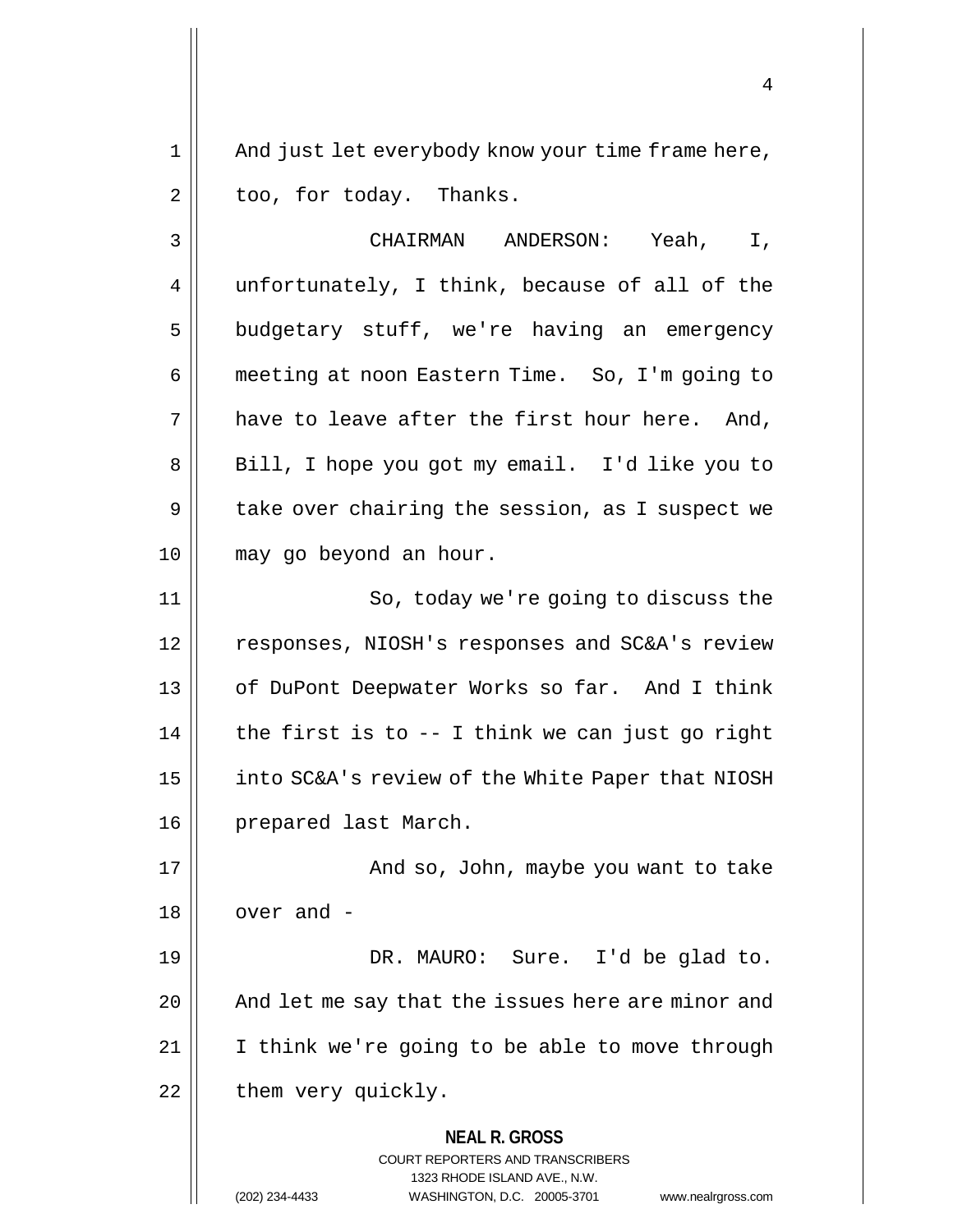And just let everybody know your time frame here, too, for today. Thanks.

CHAIRMAN ANDERSON: Yeah, I, unfortunately, I think, because of all of the budgetary stuff, we're having an emergency meeting at noon Eastern Time. So, I'm going to have to leave after the first hour here. And, Bill, I hope you got my email. I'd like you to take over chairing the session, as I suspect we may go beyond an hour.

So, today we're going to discuss the responses, NIOSH's responses and SC&A's review of DuPont Deepwater Works so far. And I think the first is to -- I think we can just go right into SC&A's review of the White Paper that NIOSH prepared last March.

And so, John, maybe you want to take over and -

DR. MAURO: Sure. I'd be glad to. And let me say that the issues here are minor and I think we're going to be able to move through them very quickly.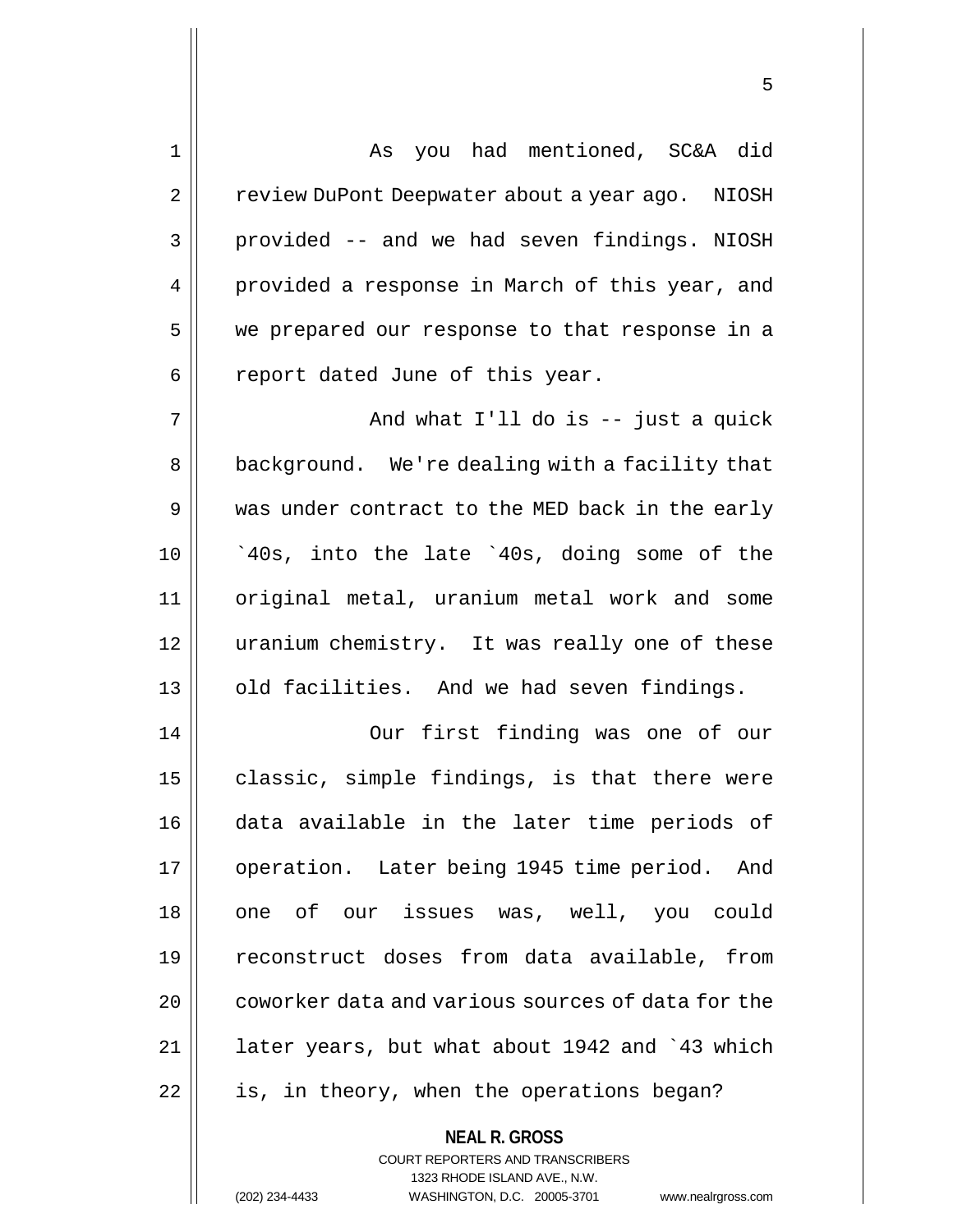As you had mentioned, SC&A did review DuPont Deepwater about a year ago. NIOSH provided -- and we had seven findings. NIOSH provided a response in March of this year, and we prepared our response to that response in a report dated June of this year.

And what I'll do is -- just a quick background. We're dealing with a facility that was under contract to the MED back in the early `40s, into the late `40s, doing some of the original metal, uranium metal work and some uranium chemistry. It was really one of these old facilities. And we had seven findings.

Our first finding was one of our classic, simple findings, is that there were data available in the later time periods of operation. Later being 1945 time period. And one of our issues was, well, you could reconstruct doses from data available, from coworker data and various sources of data for the later years, but what about 1942 and `43 which is, in theory, when the operations began?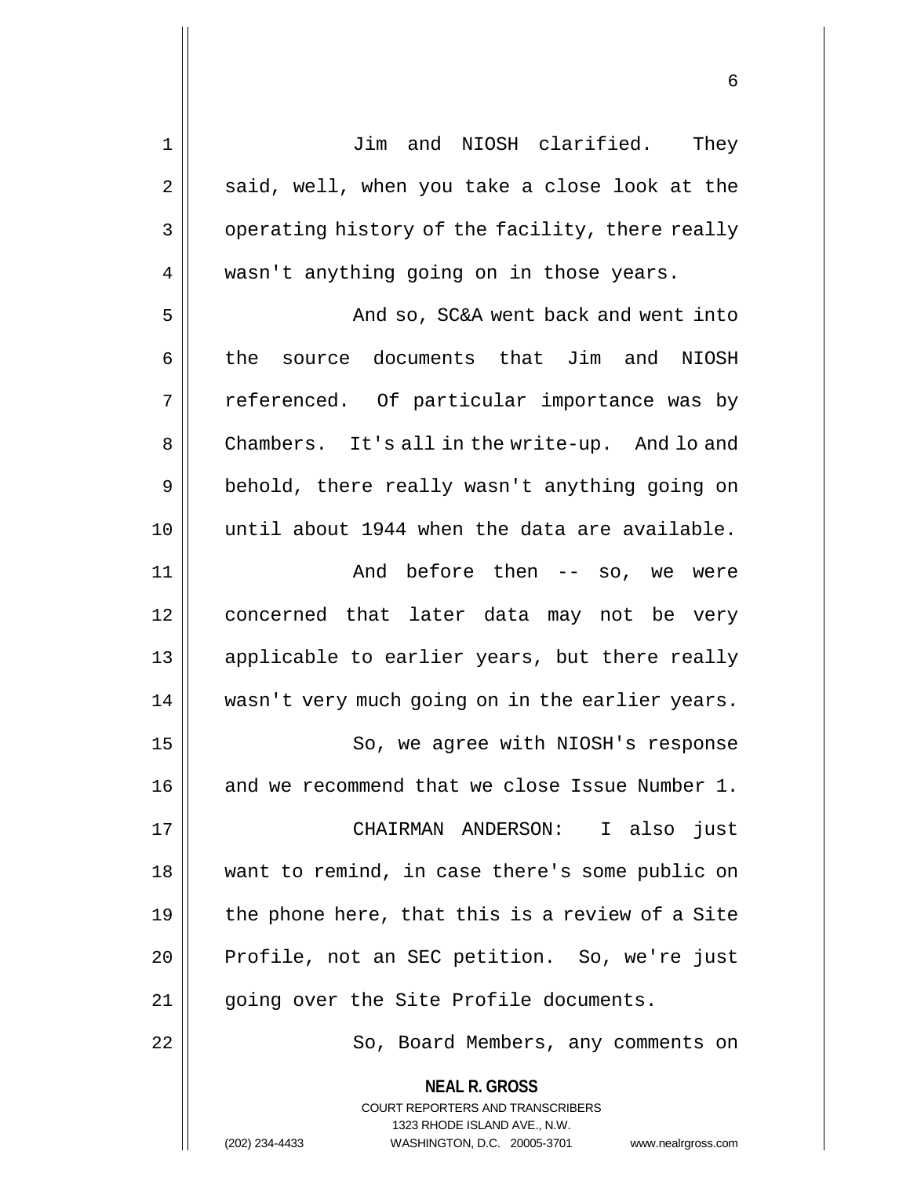Jim and NIOSH clarified. They said, well, when you take a close look at the operating history of the facility, there really wasn't anything going on in those years.

And so, SC&A went back and went into the source documents that Jim and NIOSH referenced. Of particular importance was by Chambers. It's all in the write-up. And lo and behold, there really wasn't anything going on until about 1944 when the data are available.

And before then -- so, we were concerned that later data may not be very applicable to earlier years, but there really wasn't very much going on in the earlier years.

So, we agree with NIOSH's response and we recommend that we close Issue Number 1.

CHAIRMAN ANDERSON: I also just want to remind, in case there's some public on the phone here, that this is a review of a Site Profile, not an SEC petition. So, we're just going over the Site Profile documents.

So, Board Members, any comments on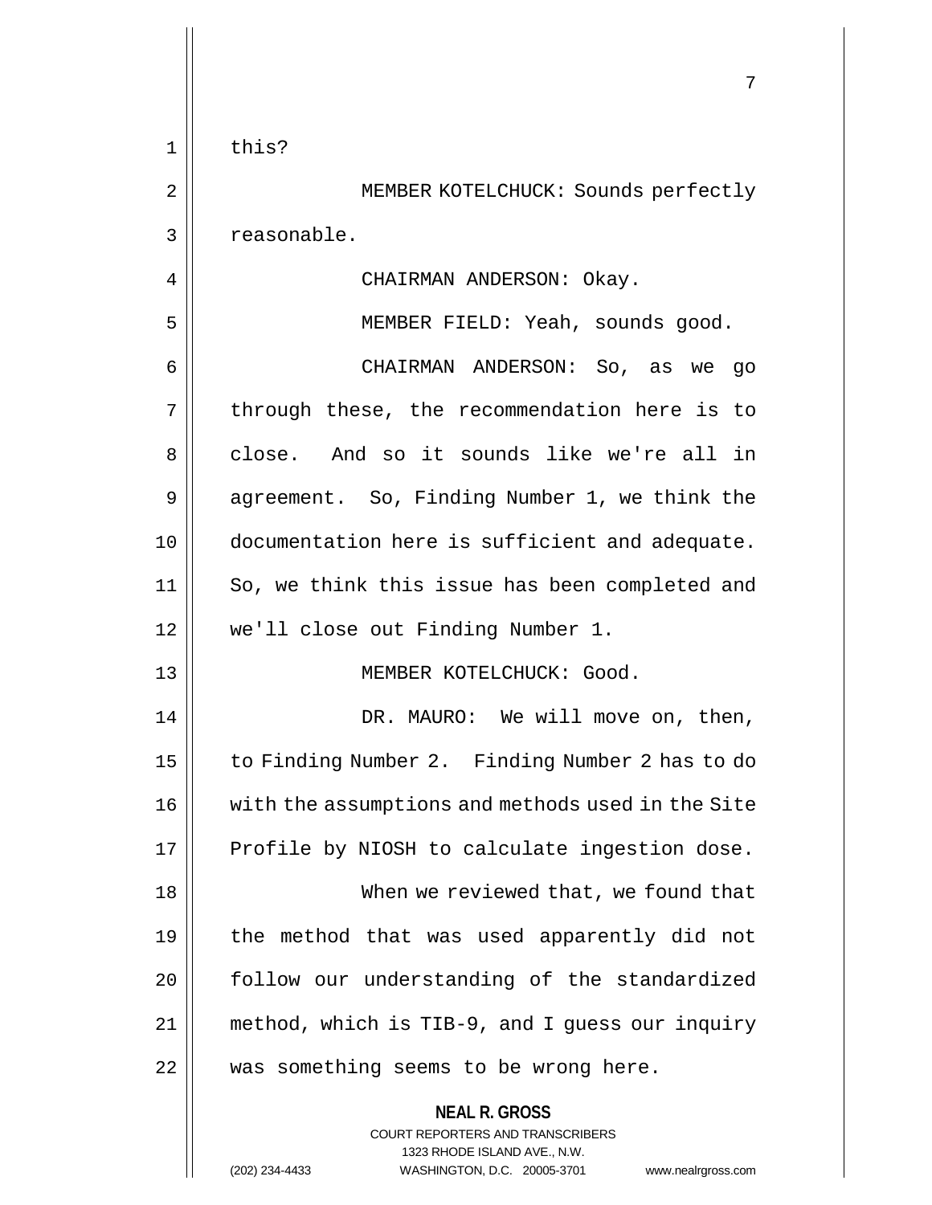this?

MEMBER KOTELCHUCK: Sounds perfectly reasonable.

CHAIRMAN ANDERSON: Okay.

MEMBER FIELD: Yeah, sounds good.

CHAIRMAN ANDERSON: So, as we go through these, the recommendation here is to close. And so it sounds like we're all in agreement. So, Finding Number 1, we think the documentation here is sufficient and adequate. So, we think this issue has been completed and we'll close out Finding Number 1.

MEMBER KOTELCHUCK: Good.

DR. MAURO: We will move on, then, to Finding Number 2. Finding Number 2 has to do with the assumptions and methods used in the Site Profile by NIOSH to calculate ingestion dose.

When we reviewed that, we found that the method that was used apparently did not follow our understanding of the standardized method, which is TIB-9, and I guess our inquiry was something seems to be wrong here.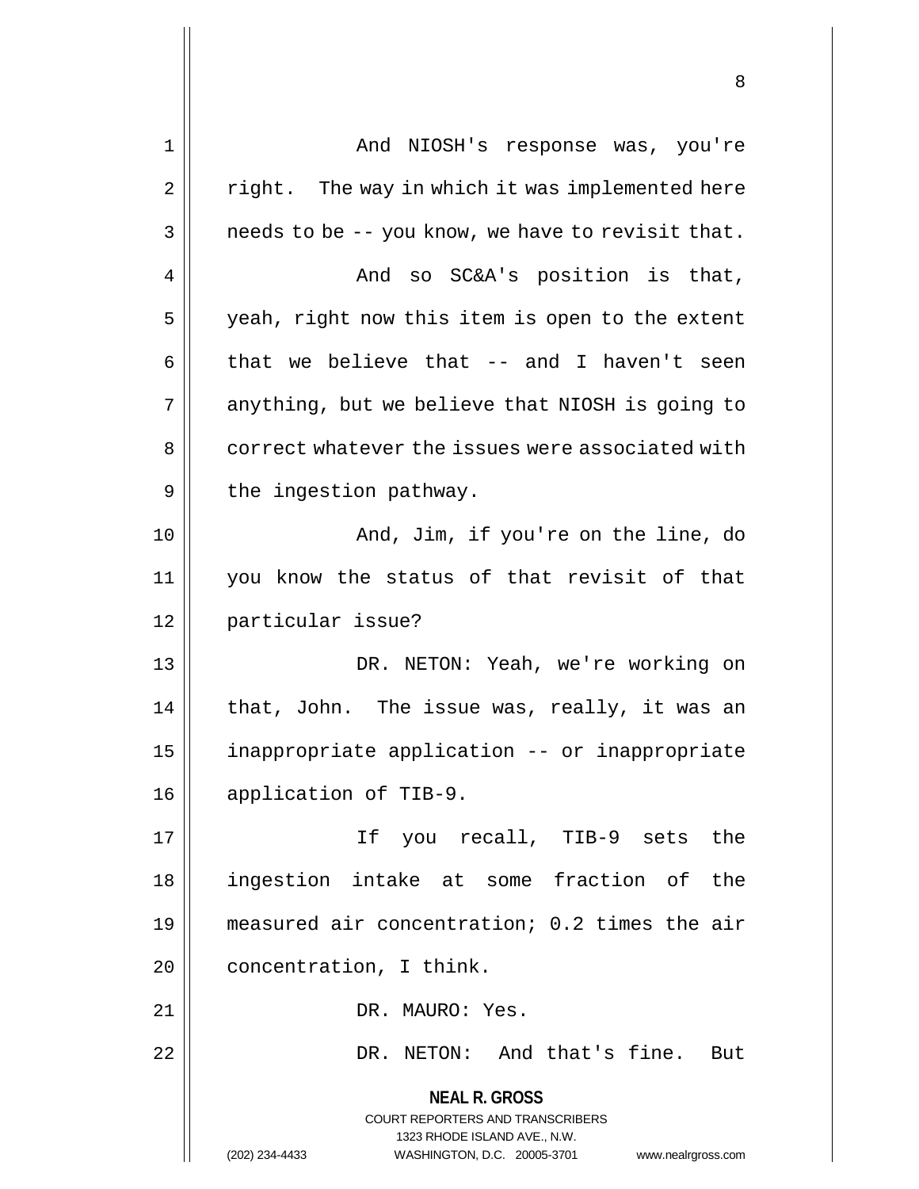And NIOSH's response was, you're right. The way in which it was implemented here needs to be -- you know, we have to revisit that.

And so SC&A's position is that, yeah, right now this item is open to the extent that we believe that -- and I haven't seen anything, but we believe that NIOSH is going to correct whatever the issues were associated with the ingestion pathway.

And, Jim, if you're on the line, do you know the status of that revisit of that particular issue?

DR. NETON: Yeah, we're working on that, John. The issue was, really, it was an inappropriate application -- or inappropriate application of TIB-9.

If you recall, TIB-9 sets the ingestion intake at some fraction of the measured air concentration; 0.2 times the air concentration, I think.

DR. MAURO: Yes.

DR. NETON: And that's fine. But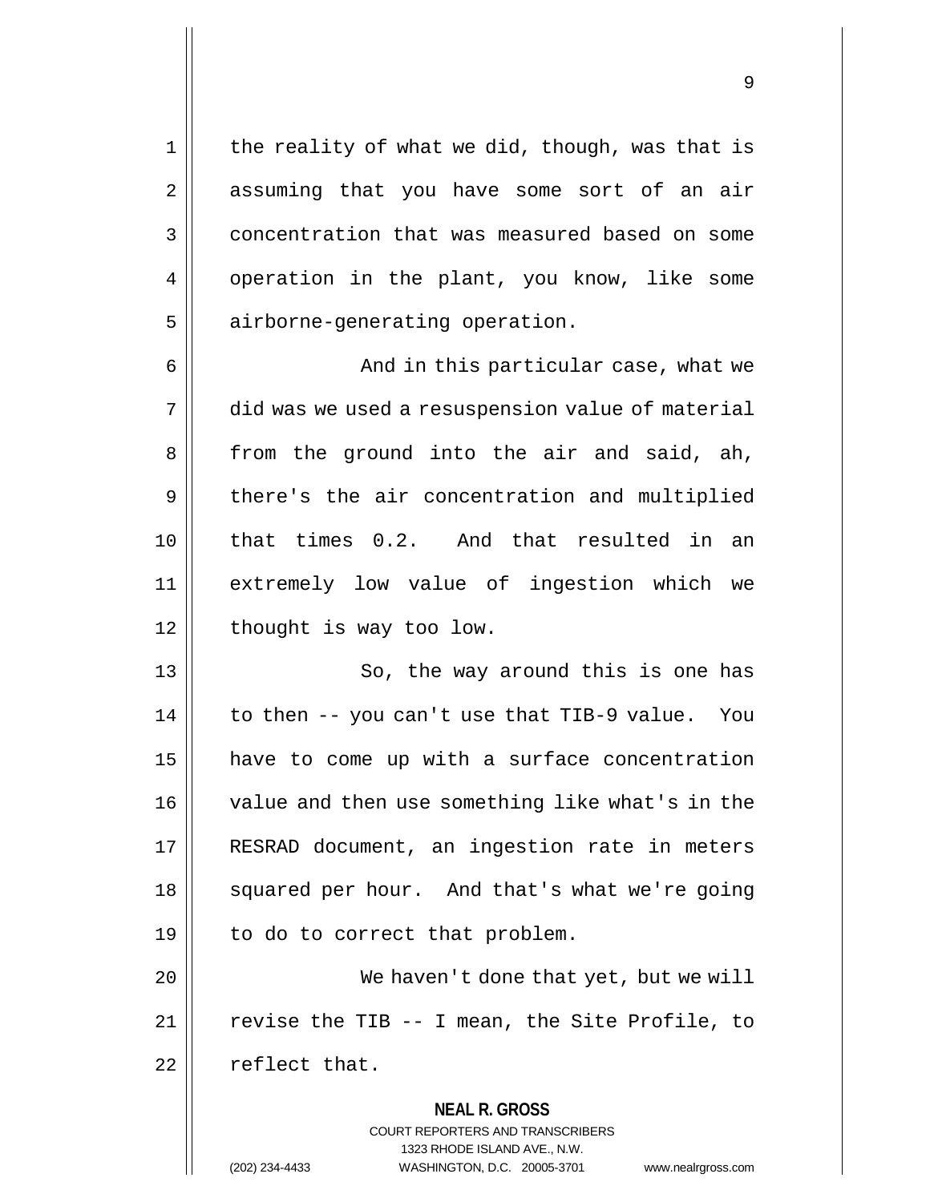the reality of what we did, though, was that is assuming that you have some sort of an air concentration that was measured based on some operation in the plant, you know, like some airborne-generating operation.

And in this particular case, what we did was we used a resuspension value of material from the ground into the air and said, ah, there's the air concentration and multiplied that times 0.2. And that resulted in an extremely low value of ingestion which we thought is way too low.

So, the way around this is one has to then -- you can't use that TIB-9 value. You have to come up with a surface concentration value and then use something like what's in the RESRAD document, an ingestion rate in meters squared per hour. And that's what we're going to do to correct that problem.

We haven't done that yet, but we will revise the TIB -- I mean, the Site Profile, to reflect that.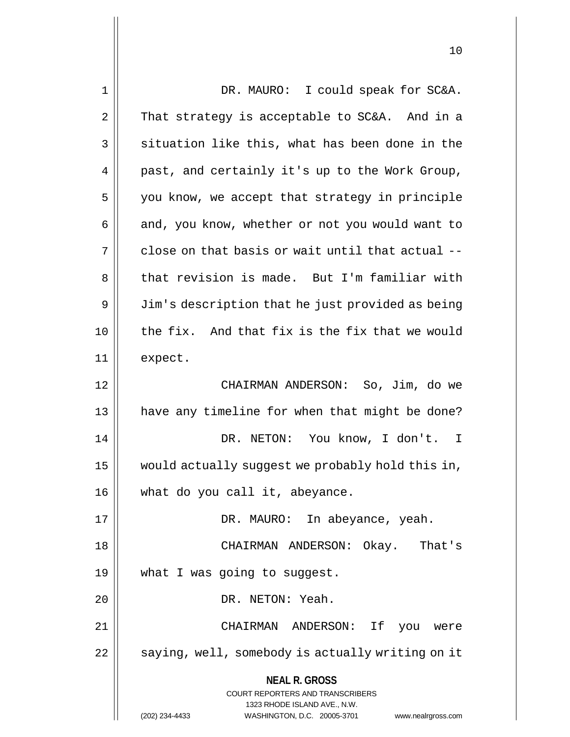DR. MAURO: I could speak for SC&A. That strategy is acceptable to SC&A. And in a situation like this, what has been done in the past, and certainly it's up to the Work Group, you know, we accept that strategy in principle and, you know, whether or not you would want to close on that basis or wait until that actual -- that revision is made. But I'm familiar with Jim's description that he just provided as being the fix. And that fix is the fix that we would expect.

CHAIRMAN ANDERSON: So, Jim, do we have any timeline for when that might be done?

DR. NETON: You know, I don't. I would actually suggest we probably hold this in, what do you call it, abeyance.

DR. MAURO: In abeyance, yeah.

CHAIRMAN ANDERSON: Okay. That's what I was going to suggest.

DR. NETON: Yeah.

CHAIRMAN ANDERSON: If you were saying, well, somebody is actually writing on it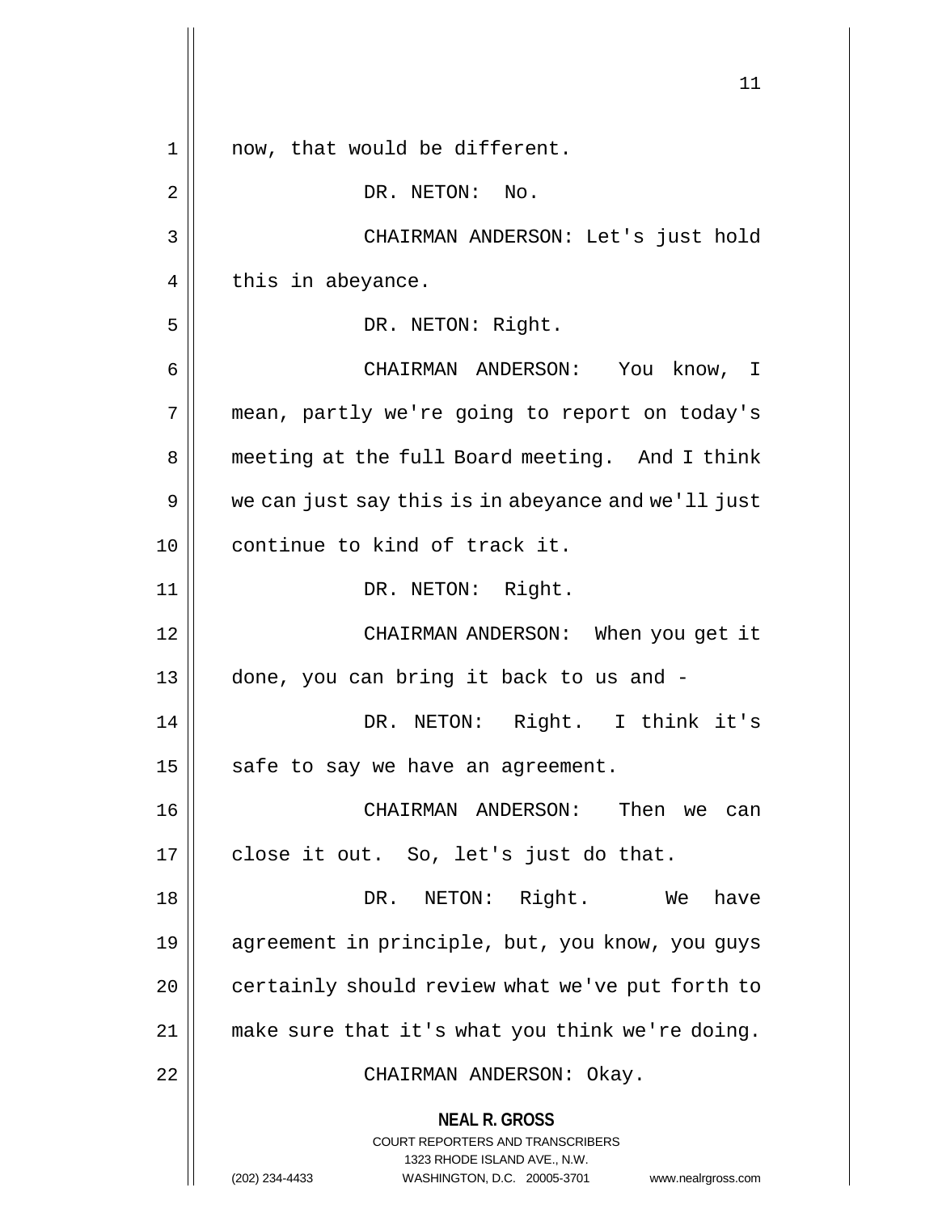now, that would be different.

DR. NETON: No.

CHAIRMAN ANDERSON: Let's just hold this in abeyance.

DR. NETON: Right.

CHAIRMAN ANDERSON: You know, I mean, partly we're going to report on today's meeting at the full Board meeting. And I think we can just say this is in abeyance and we'll just continue to kind of track it.

DR. NETON: Right.

CHAIRMAN ANDERSON: When you get it done, you can bring it back to us and -

DR. NETON: Right. I think it's safe to say we have an agreement.

CHAIRMAN ANDERSON: Then we can close it out. So, let's just do that.

DR. NETON: Right. We have agreement in principle, but, you know, you guys certainly should review what we've put forth to make sure that it's what you think we're doing.

CHAIRMAN ANDERSON: Okay.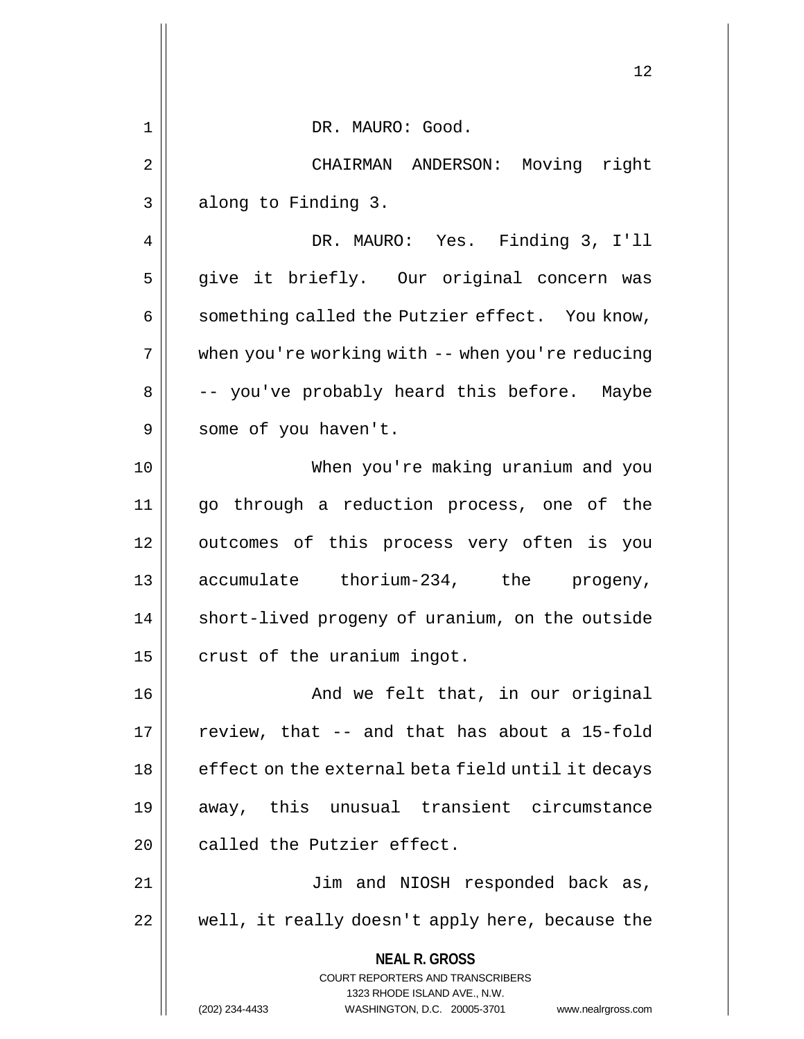DR. MAURO: Good.

CHAIRMAN ANDERSON: Moving right along to Finding 3.

DR. MAURO: Yes. Finding 3, I'll give it briefly. Our original concern was something called the Putzier effect. You know, when you're working with -- when you're reducing -- you've probably heard this before. Maybe some of you haven't.

When you're making uranium and you go through a reduction process, one of the outcomes of this process very often is you accumulate thorium-234, the progeny, short-lived progeny of uranium, on the outside crust of the uranium ingot.

And we felt that, in our original review, that -- and that has about a 15-fold effect on the external beta field until it decays away, this unusual transient circumstance called the Putzier effect.

Jim and NIOSH responded back as, well, it really doesn't apply here, because the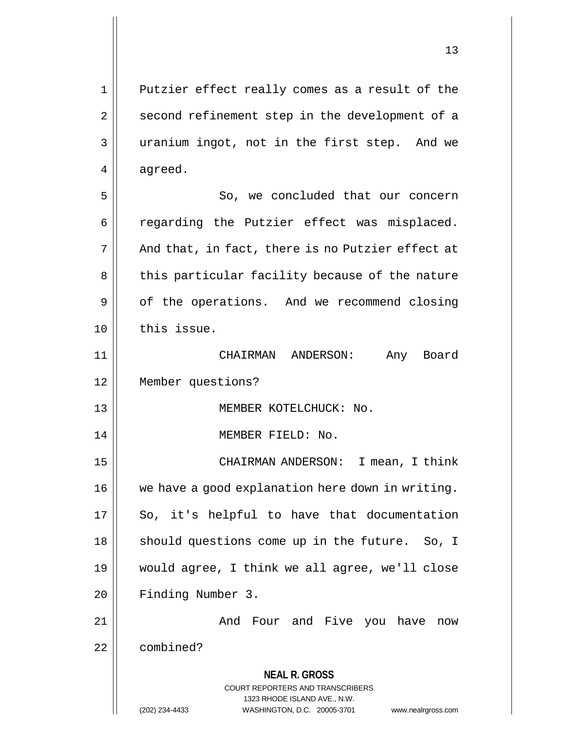Putzier effect really comes as a result of the second refinement step in the development of a uranium ingot, not in the first step. And we agreed.

So, we concluded that our concern regarding the Putzier effect was misplaced. And that, in fact, there is no Putzier effect at this particular facility because of the nature of the operations. And we recommend closing this issue.

CHAIRMAN ANDERSON: Any Board Member questions?

MEMBER KOTELCHUCK: No.

MEMBER FIELD: No.

CHAIRMAN ANDERSON: I mean, I think we have a good explanation here down in writing. So, it's helpful to have that documentation should questions come up in the future. So, I would agree, I think we all agree, we'll close Finding Number 3.

And Four and Five you have now combined?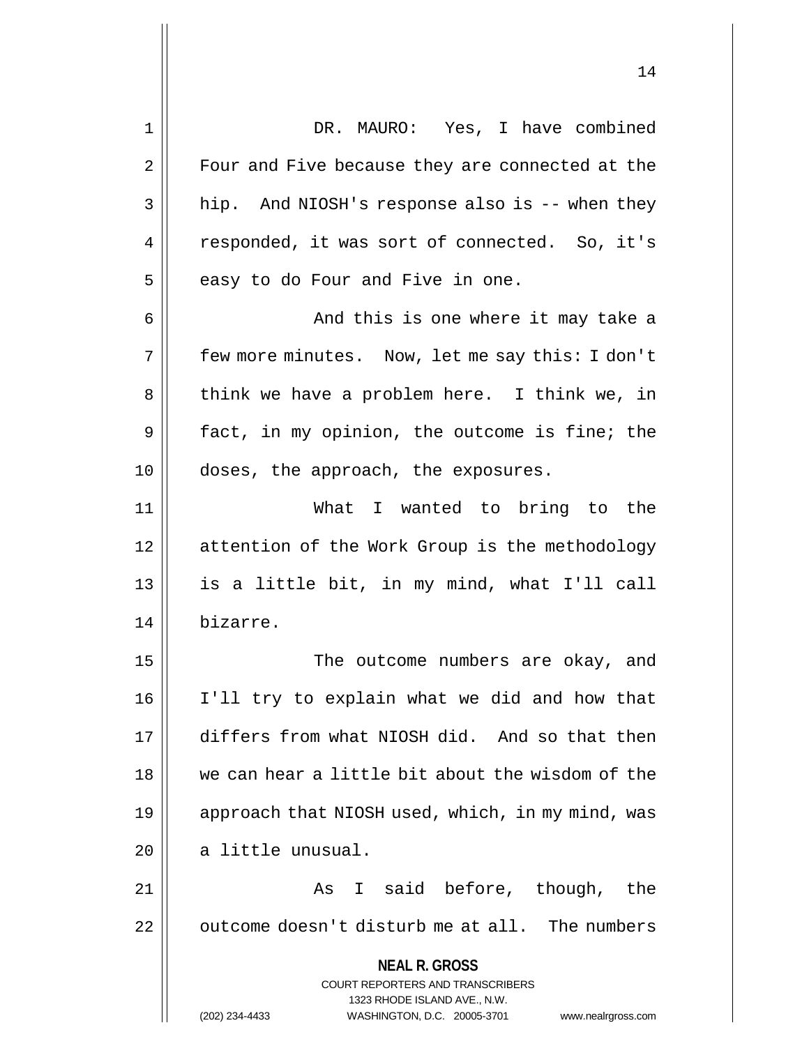DR. MAURO: Yes, I have combined Four and Five because they are connected at the hip. And NIOSH's response also is -- when they responded, it was sort of connected. So, it's easy to do Four and Five in one.

And this is one where it may take a few more minutes. Now, let me say this: I don't think we have a problem here. I think we, in fact, in my opinion, the outcome is fine; the doses, the approach, the exposures.

What I wanted to bring to the attention of the Work Group is the methodology is a little bit, in my mind, what I'll call bizarre.

The outcome numbers are okay, and I'll try to explain what we did and how that differs from what NIOSH did. And so that then we can hear a little bit about the wisdom of the approach that NIOSH used, which, in my mind, was a little unusual.

As I said before, though, the outcome doesn't disturb me at all. The numbers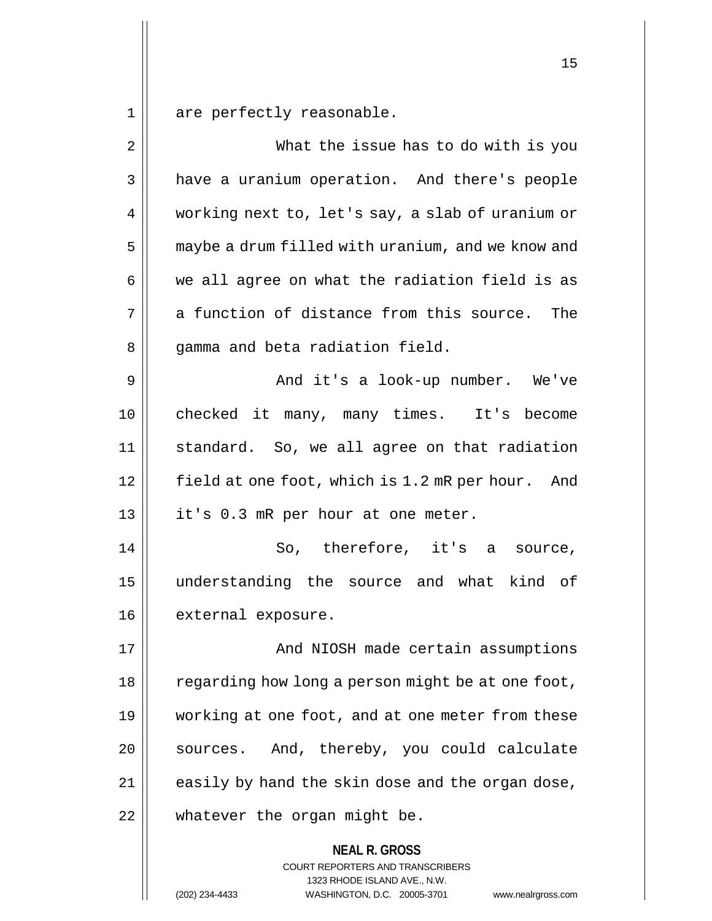are perfectly reasonable.

What the issue has to do with is you have a uranium operation. And there's people working next to, let's say, a slab of uranium or maybe a drum filled with uranium, and we know and we all agree on what the radiation field is as a function of distance from this source. The gamma and beta radiation field.

And it's a look-up number. We've checked it many, many times. It's become standard. So, we all agree on that radiation field at one foot, which is 1.2 mR per hour. And it's 0.3 mR per hour at one meter.

So, therefore, it's a source, understanding the source and what kind of external exposure.

And NIOSH made certain assumptions regarding how long a person might be at one foot, working at one foot, and at one meter from these sources. And, thereby, you could calculate easily by hand the skin dose and the organ dose, whatever the organ might be.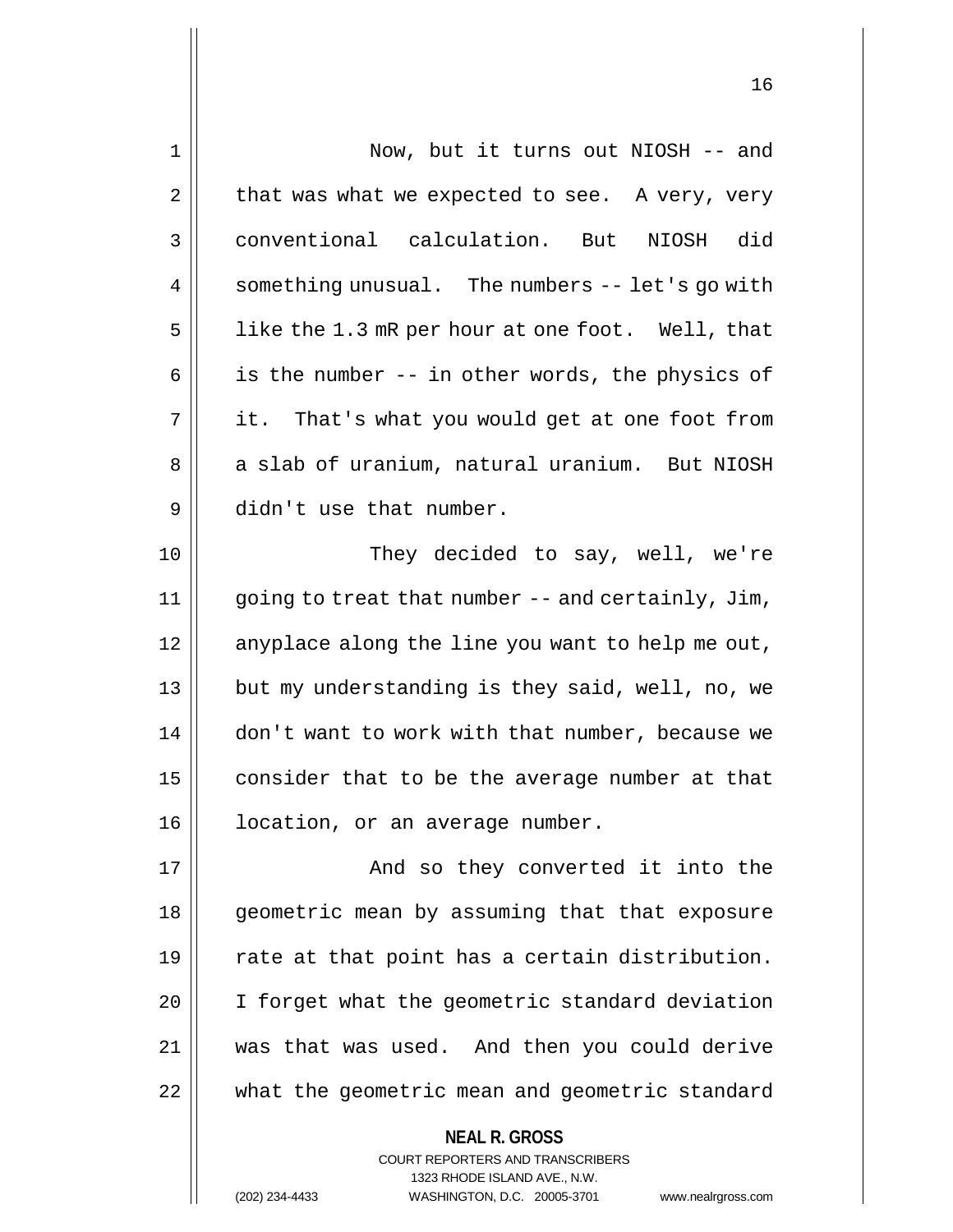Now, but it turns out NIOSH -- and that was what we expected to see. A very, very conventional calculation. But NIOSH did something unusual. The numbers -- let's go with like the 1.3 mR per hour at one foot. Well, that is the number -- in other words, the physics of it. That's what you would get at one foot from a slab of uranium, natural uranium. But NIOSH didn't use that number.

They decided to say, well, we're going to treat that number -- and certainly, Jim, anyplace along the line you want to help me out, but my understanding is they said, well, no, we don't want to work with that number, because we consider that to be the average number at that location, or an average number.

And so they converted it into the geometric mean by assuming that that exposure rate at that point has a certain distribution. I forget what the geometric standard deviation was that was used. And then you could derive what the geometric mean and geometric standard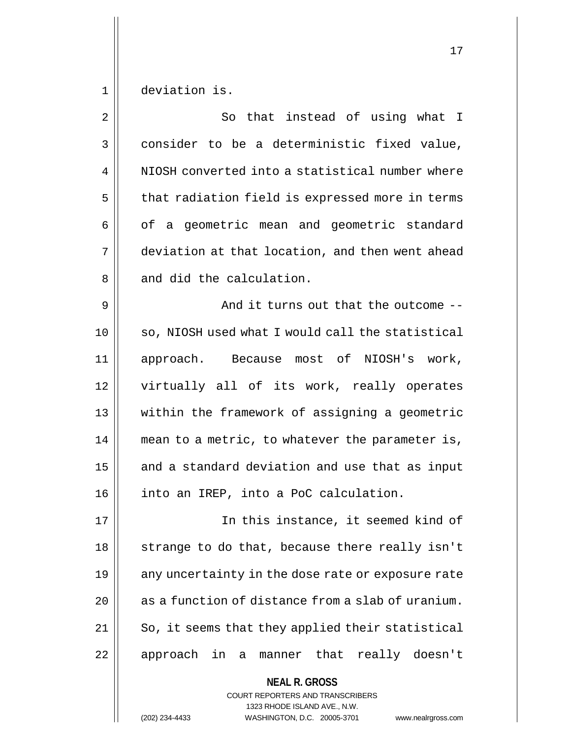deviation is.

So that instead of using what I consider to be a deterministic fixed value, NIOSH converted into a statistical number where that radiation field is expressed more in terms of a geometric mean and geometric standard deviation at that location, and then went ahead and did the calculation.

And it turns out that the outcome -- so, NIOSH used what I would call the statistical approach. Because most of NIOSH's work, virtually all of its work, really operates within the framework of assigning a geometric mean to a metric, to whatever the parameter is, and a standard deviation and use that as input into an IREP, into a PoC calculation.

In this instance, it seemed kind of strange to do that, because there really isn't any uncertainty in the dose rate or exposure rate as a function of distance from a slab of uranium. So, it seems that they applied their statistical approach in a manner that really doesn't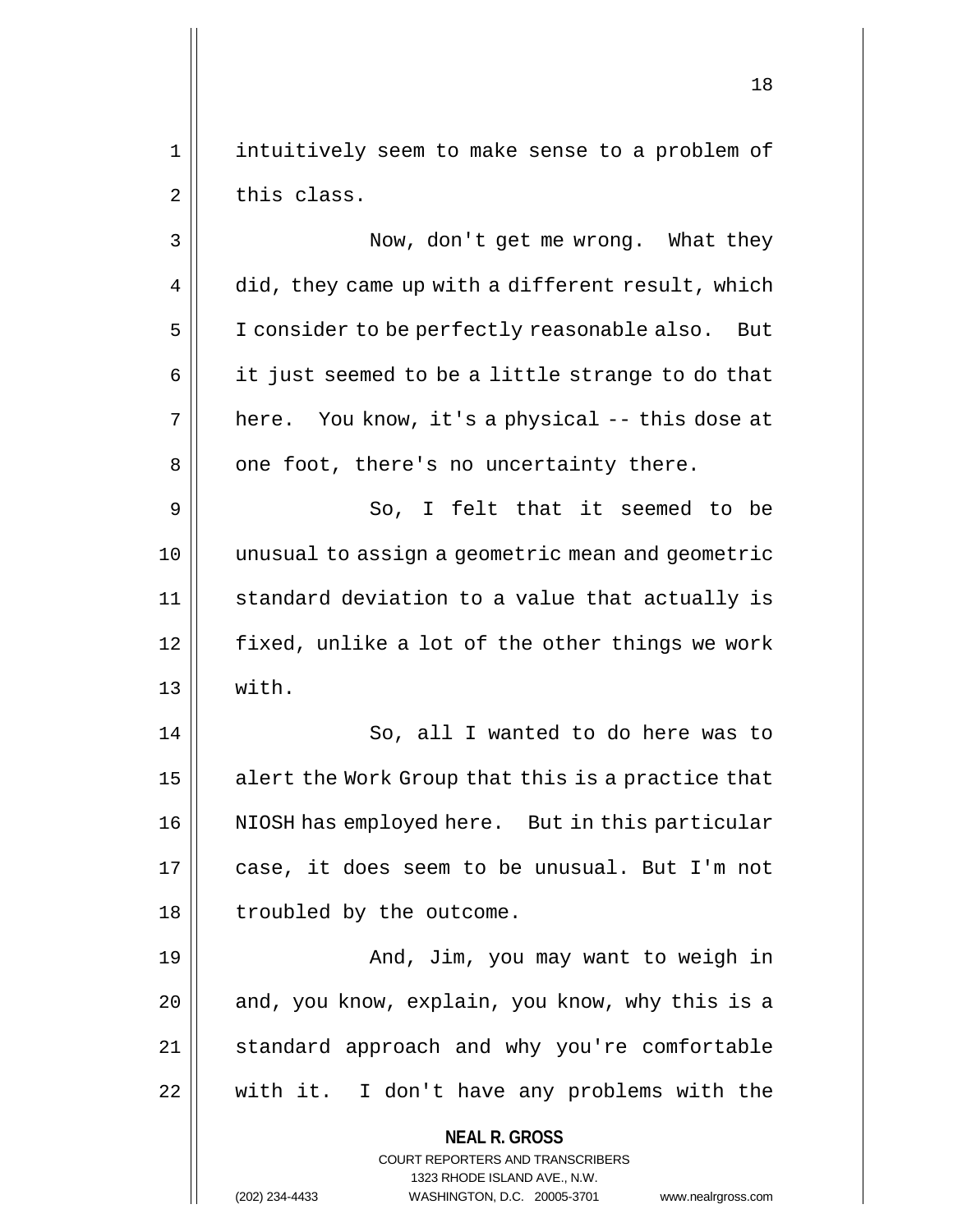intuitively seem to make sense to a problem of this class.

Now, don't get me wrong. What they did, they came up with a different result, which I consider to be perfectly reasonable also. But it just seemed to be a little strange to do that here. You know, it's a physical -- this dose at one foot, there's no uncertainty there.

So, I felt that it seemed to be unusual to assign a geometric mean and geometric standard deviation to a value that actually is fixed, unlike a lot of the other things we work with.

So, all I wanted to do here was to alert the Work Group that this is a practice that NIOSH has employed here. But in this particular case, it does seem to be unusual. But I'm not troubled by the outcome.

And, Jim, you may want to weigh in and, you know, explain, you know, why this is a standard approach and why you're comfortable with it. I don't have any problems with the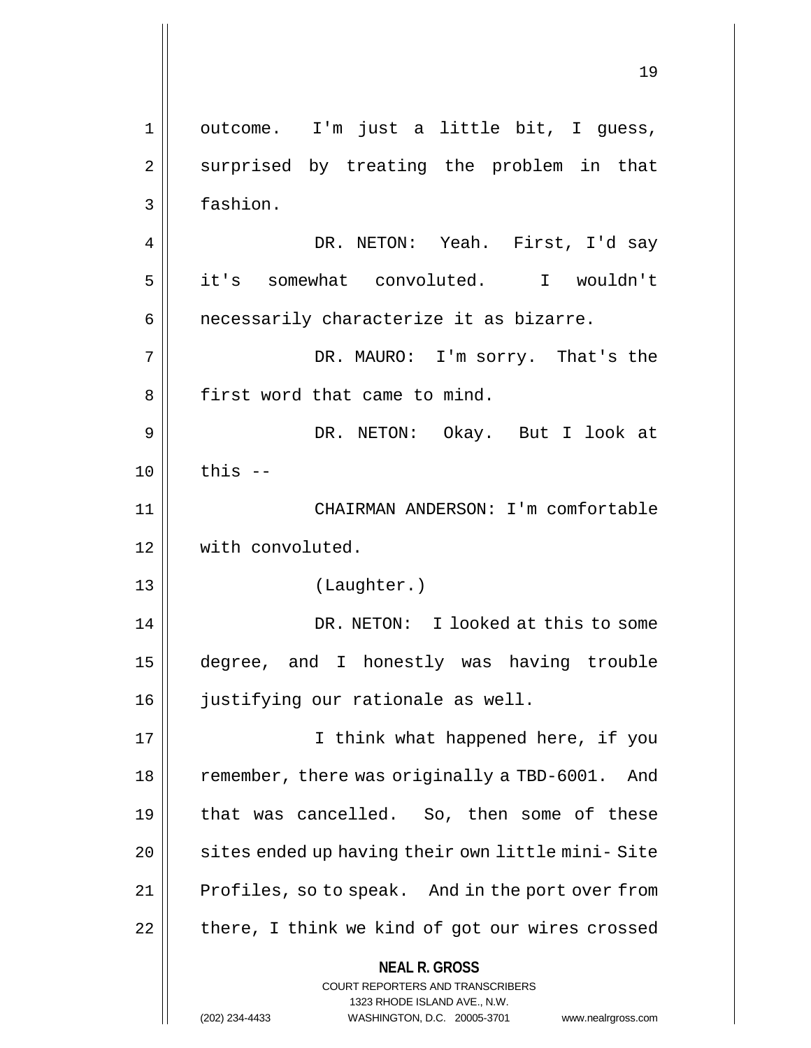outcome. I'm just a little bit, I guess, surprised by treating the problem in that fashion.

DR. NETON: Yeah. First, I'd say it's somewhat convoluted. I wouldn't necessarily characterize it as bizarre.

DR. MAURO: I'm sorry. That's the first word that came to mind.

DR. NETON: Okay. But I look at this --

CHAIRMAN ANDERSON: I'm comfortable with convoluted.

(Laughter.)

DR. NETON: I looked at this to some degree, and I honestly was having trouble justifying our rationale as well.

I think what happened here, if you remember, there was originally a TBD-6001. And that was cancelled. So, then some of these sites ended up having their own little mini- Site Profiles, so to speak. And in the port over from there, I think we kind of got our wires crossed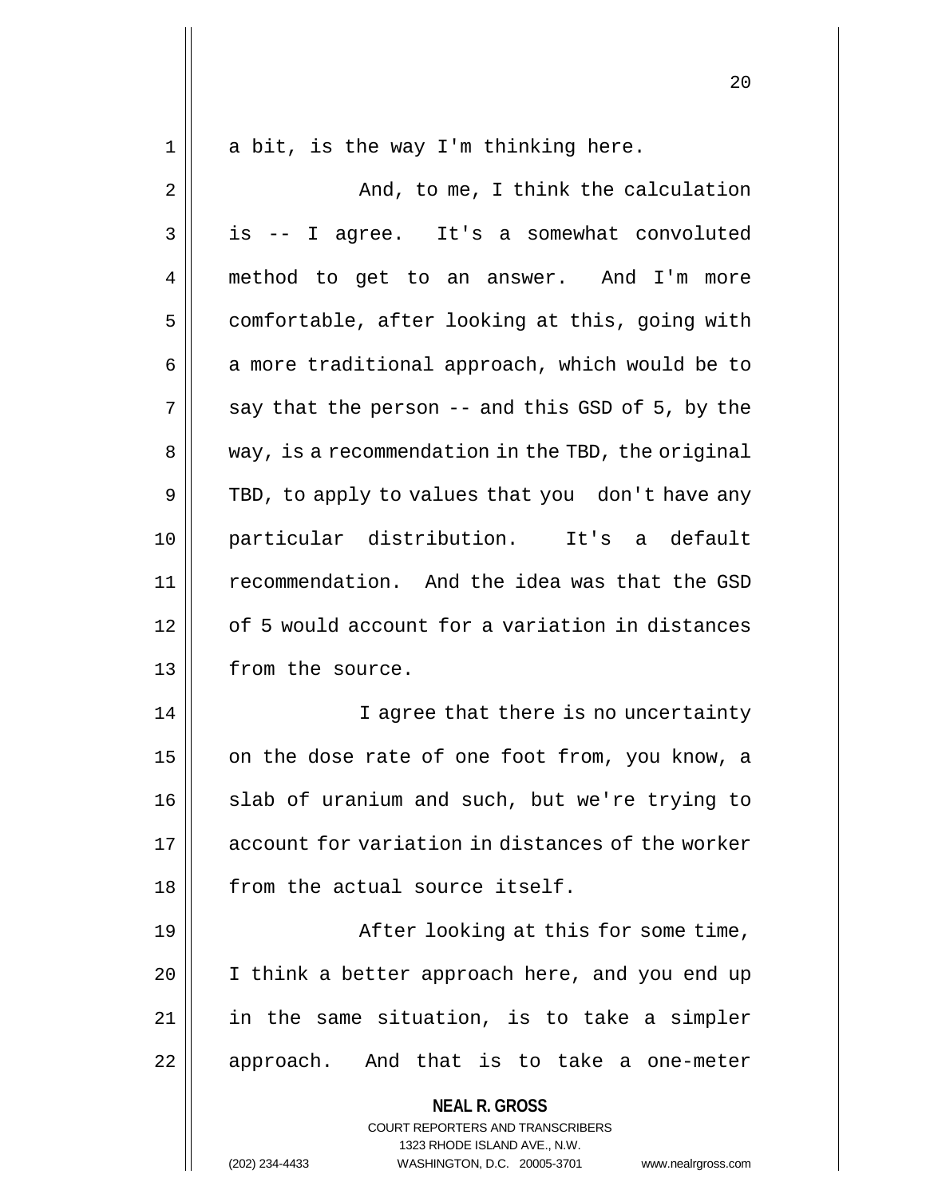a bit, is the way I'm thinking here.

And, to me, I think the calculation is -- I agree. It's a somewhat convoluted method to get to an answer. And I'm more comfortable, after looking at this, going with a more traditional approach, which would be to say that the person -- and this GSD of 5, by the way, is a recommendation in the TBD, the original TBD, to apply to values that you don't have any particular distribution. It's a default recommendation. And the idea was that the GSD of 5 would account for a variation in distances from the source.

I agree that there is no uncertainty on the dose rate of one foot from, you know, a slab of uranium and such, but we're trying to account for variation in distances of the worker from the actual source itself.

After looking at this for some time, I think a better approach here, and you end up in the same situation, is to take a simpler approach. And that is to take a one-meter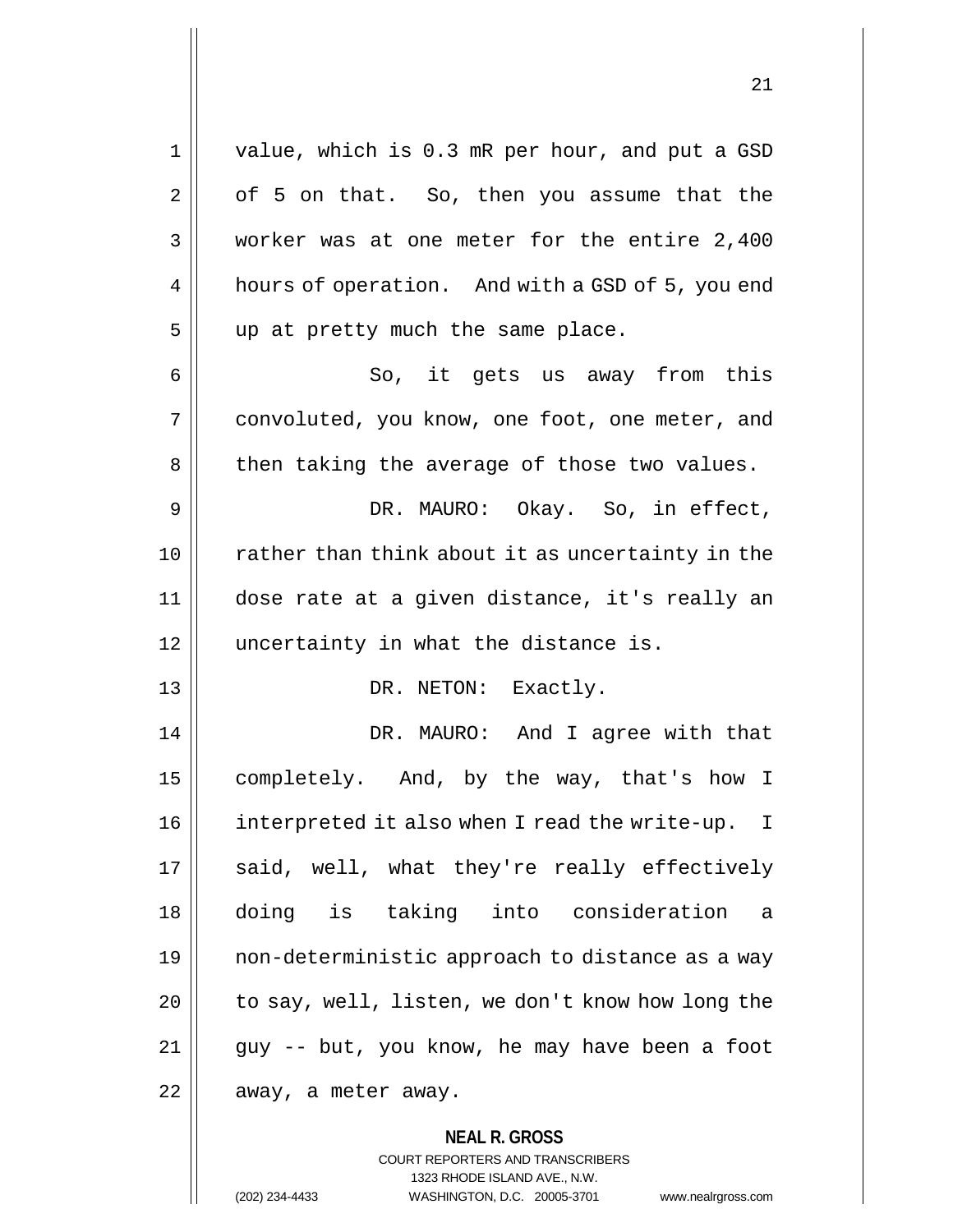value, which is 0.3 mR per hour, and put a GSD of 5 on that. So, then you assume that the worker was at one meter for the entire 2,400 hours of operation. And with a GSD of 5, you end up at pretty much the same place.

So, it gets us away from this convoluted, you know, one foot, one meter, and then taking the average of those two values.

DR. MAURO: Okay. So, in effect, rather than think about it as uncertainty in the dose rate at a given distance, it's really an uncertainty in what the distance is.

DR. NETON: Exactly.

DR. MAURO: And I agree with that completely. And, by the way, that's how I interpreted it also when I read the write-up. I said, well, what they're really effectively doing is taking into consideration a non-deterministic approach to distance as a way to say, well, listen, we don't know how long the guy -- but, you know, he may have been a foot away, a meter away.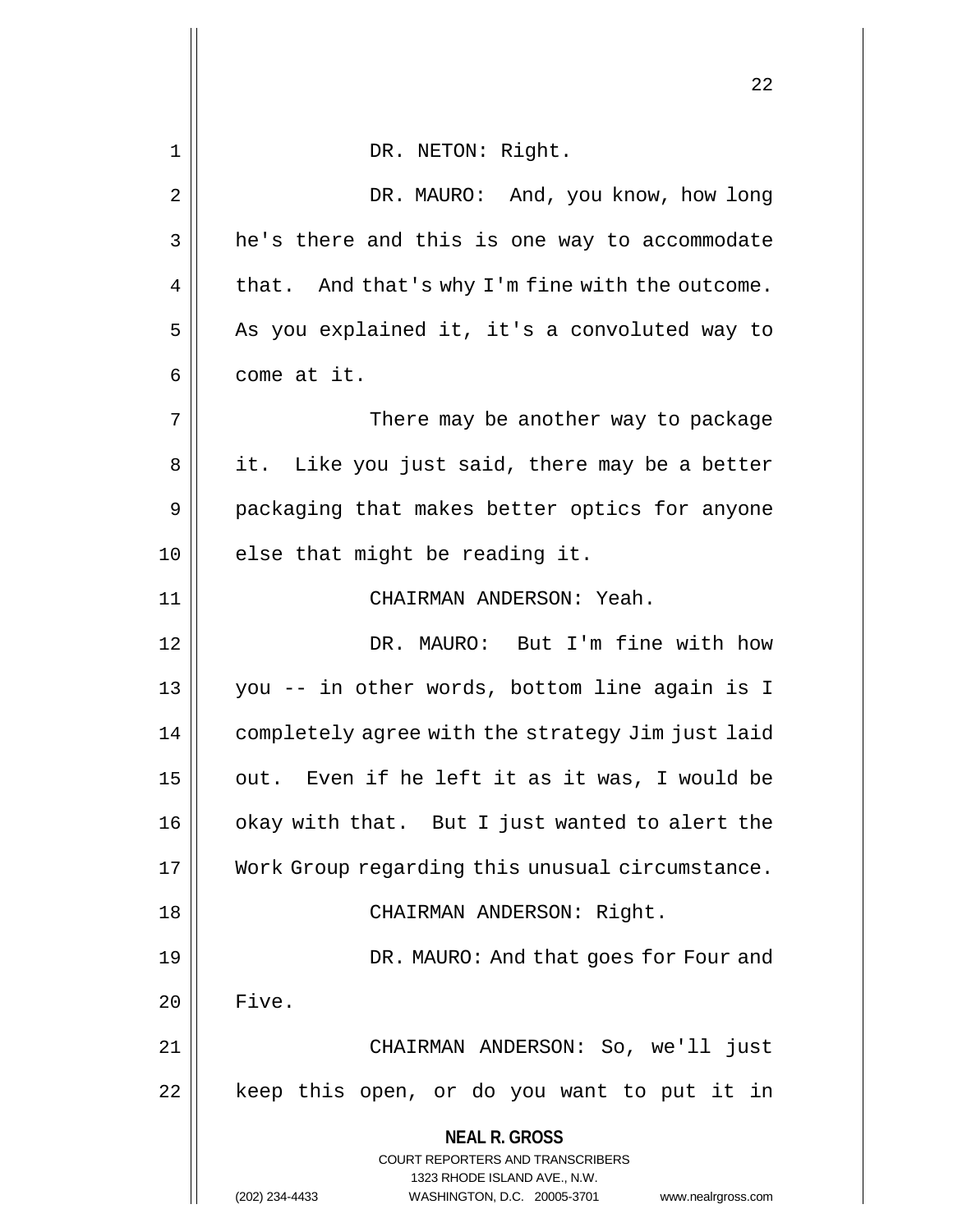DR. NETON: Right.

DR. MAURO: And, you know, how long he's there and this is one way to accommodate that. And that's why I'm fine with the outcome. As you explained it, it's a convoluted way to come at it.

There may be another way to package it. Like you just said, there may be a better packaging that makes better optics for anyone else that might be reading it.

CHAIRMAN ANDERSON: Yeah.

DR. MAURO: But I'm fine with how you -- in other words, bottom line again is I completely agree with the strategy Jim just laid out. Even if he left it as it was, I would be okay with that. But I just wanted to alert the Work Group regarding this unusual circumstance.

CHAIRMAN ANDERSON: Right.

DR. MAURO: And that goes for Four and Five.

CHAIRMAN ANDERSON: So, we'll just keep this open, or do you want to put it in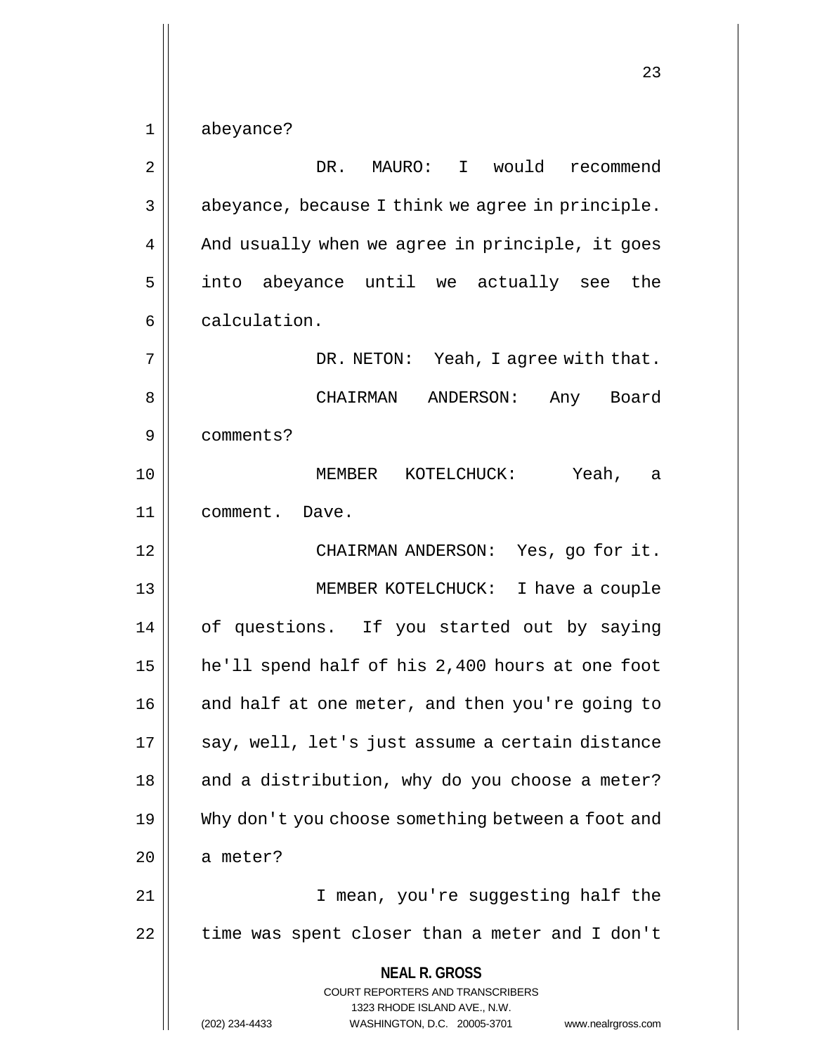abeyance?

DR. MAURO: I would recommend abeyance, because I think we agree in principle. And usually when we agree in principle, it goes into abeyance until we actually see the calculation.

DR. NETON: Yeah, I agree with that.

CHAIRMAN ANDERSON: Any Board comments?

MEMBER KOTELCHUCK: Yeah, a comment. Dave.

CHAIRMAN ANDERSON: Yes, go for it.

MEMBER KOTELCHUCK: I have a couple of questions. If you started out by saying he'll spend half of his 2,400 hours at one foot and half at one meter, and then you're going to say, well, let's just assume a certain distance and a distribution, why do you choose a meter? Why don't you choose something between a foot and a meter?

I mean, you're suggesting half the time was spent closer than a meter and I don't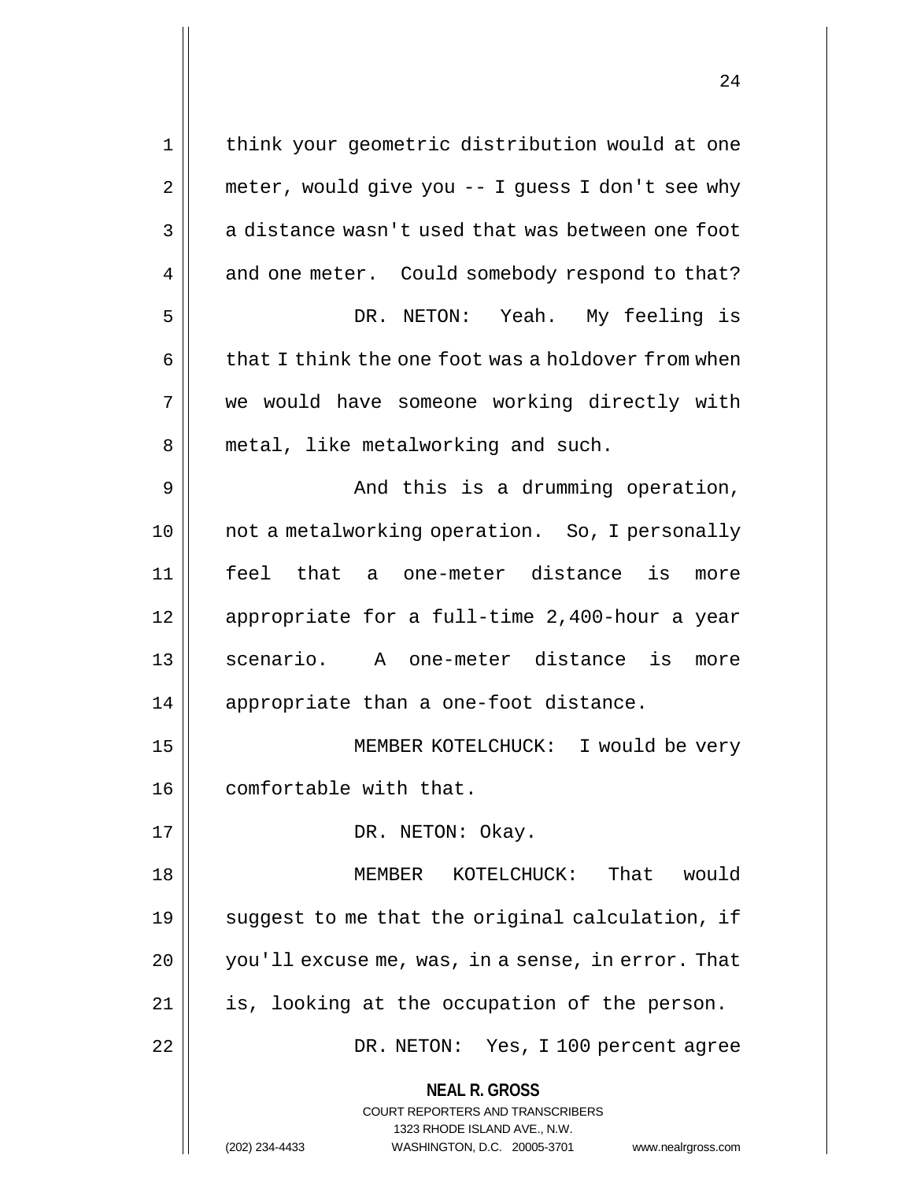think your geometric distribution would at one meter, would give you -- I guess I don't see why a distance wasn't used that was between one foot and one meter. Could somebody respond to that?

DR. NETON: Yeah. My feeling is that I think the one foot was a holdover from when we would have someone working directly with metal, like metalworking and such.

And this is a drumming operation, not a metalworking operation. So, I personally feel that a one-meter distance is more appropriate for a full-time 2,400-hour a year scenario. A one-meter distance is more appropriate than a one-foot distance.

MEMBER KOTELCHUCK: I would be very comfortable with that.

DR. NETON: Okay.

MEMBER KOTELCHUCK: That would suggest to me that the original calculation, if you'll excuse me, was, in a sense, in error. That is, looking at the occupation of the person.

DR. NETON: Yes, I 100 percent agree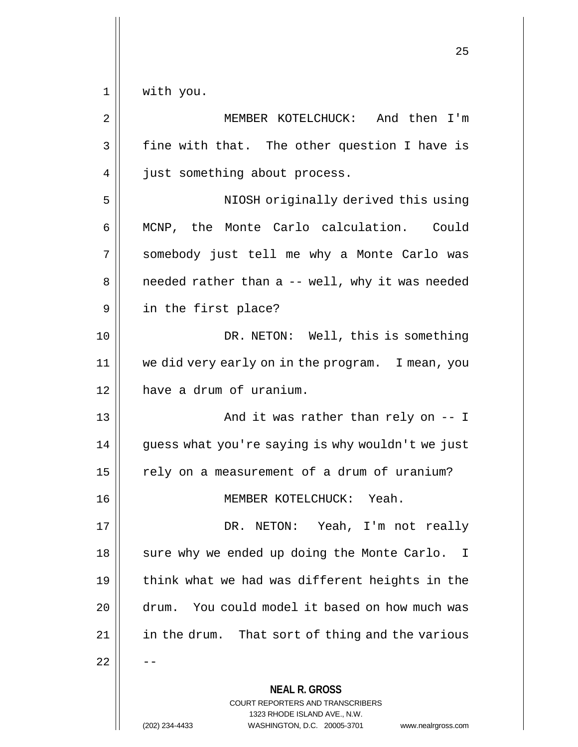with you.

MEMBER KOTELCHUCK: And then I'm fine with that. The other question I have is just something about process.

NIOSH originally derived this using MCNP, the Monte Carlo calculation. Could somebody just tell me why a Monte Carlo was needed rather than a -- well, why it was needed in the first place?

DR. NETON: Well, this is something we did very early on in the program. I mean, you have a drum of uranium.

And it was rather than rely on -- I guess what you're saying is why wouldn't we just rely on a measurement of a drum of uranium?

MEMBER KOTELCHUCK: Yeah.

DR. NETON: Yeah, I'm not really sure why we ended up doing the Monte Carlo. I think what we had was different heights in the drum. You could model it based on how much was in the drum. That sort of thing and the various --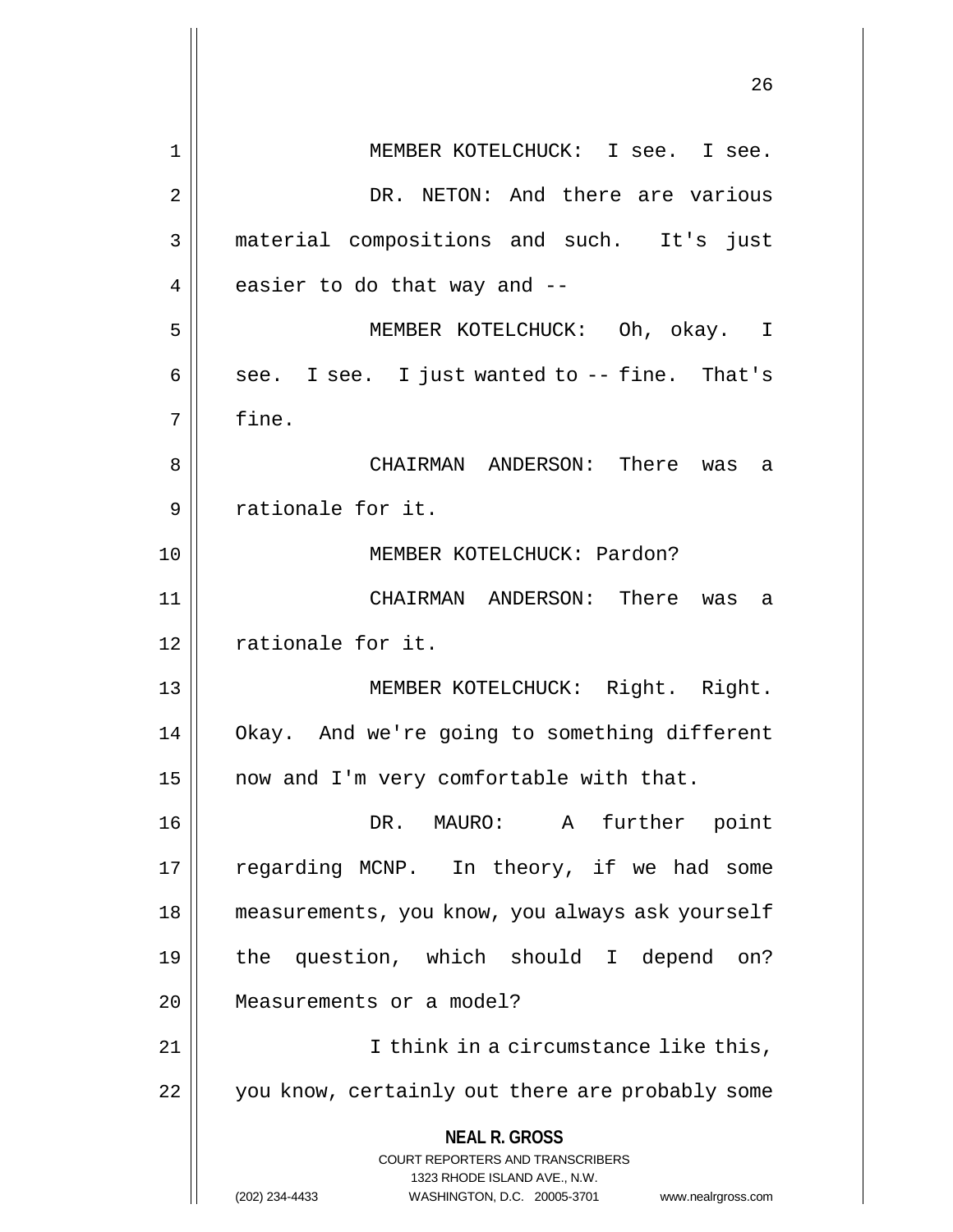MEMBER KOTELCHUCK: I see. I see.

DR. NETON: And there are various material compositions and such. It's just easier to do that way and --

MEMBER KOTELCHUCK: Oh, okay. I see. I see. I just wanted to -- fine. That's fine.

CHAIRMAN ANDERSON: There was a rationale for it.

MEMBER KOTELCHUCK: Pardon?

CHAIRMAN ANDERSON: There was a rationale for it.

MEMBER KOTELCHUCK: Right. Right. Okay. And we're going to something different now and I'm very comfortable with that.

DR. MAURO: A further point regarding MCNP. In theory, if we had some measurements, you know, you always ask yourself the question, which should I depend on? Measurements or a model?

I think in a circumstance like this, you know, certainly out there are probably some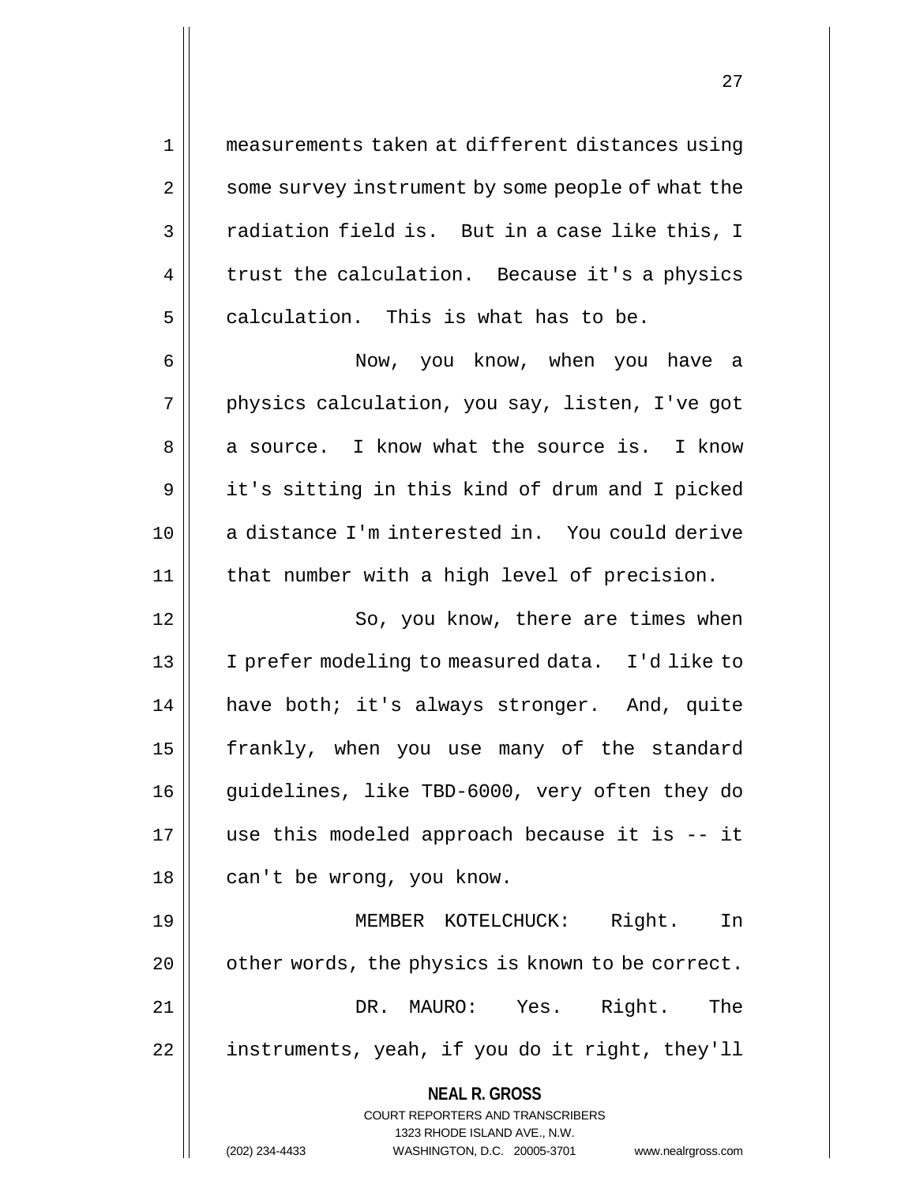measurements taken at different distances using some survey instrument by some people of what the radiation field is. But in a case like this, I trust the calculation. Because it's a physics calculation. This is what has to be.

Now, you know, when you have a physics calculation, you say, listen, I've got a source. I know what the source is. I know it's sitting in this kind of drum and I picked a distance I'm interested in. You could derive that number with a high level of precision.

So, you know, there are times when I prefer modeling to measured data. I'd like to have both; it's always stronger. And, quite frankly, when you use many of the standard guidelines, like TBD-6000, very often they do use this modeled approach because it is -- it can't be wrong, you know.

MEMBER KOTELCHUCK: Right. In other words, the physics is known to be correct.

DR. MAURO: Yes. Right. The instruments, yeah, if you do it right, they'll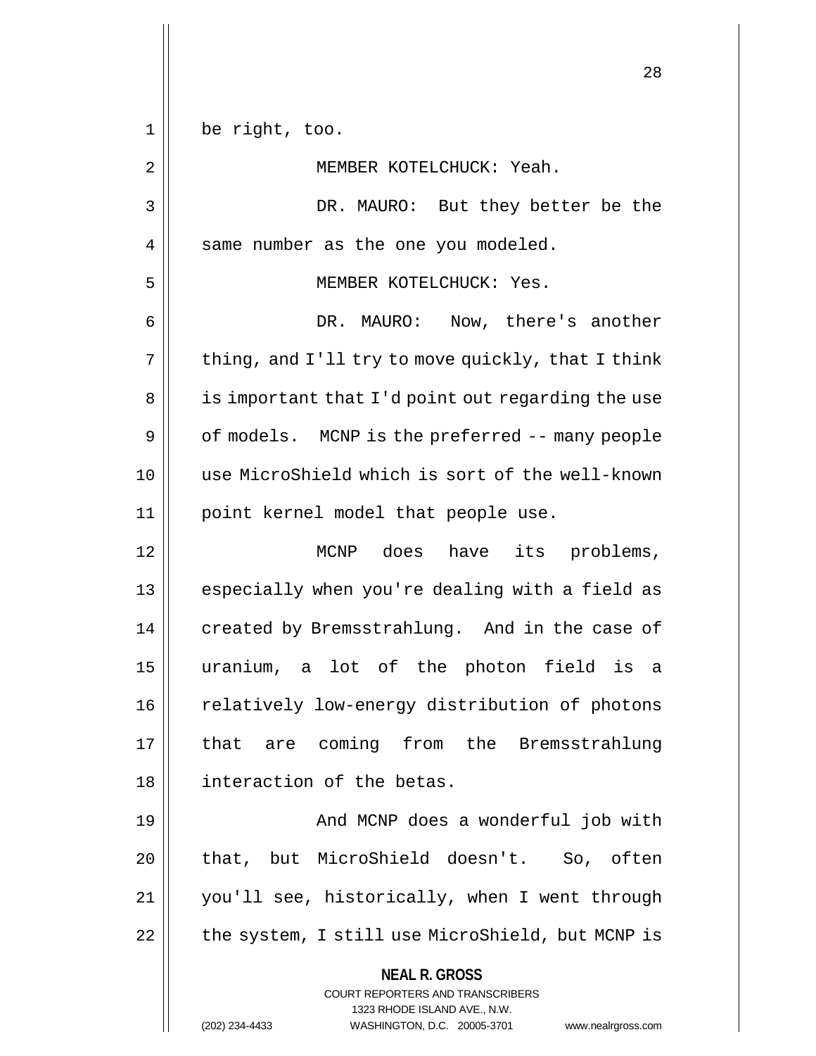be right, too.

MEMBER KOTELCHUCK: Yeah.

DR. MAURO: But they better be the same number as the one you modeled.

MEMBER KOTELCHUCK: Yes.

DR. MAURO: Now, there's another thing, and I'll try to move quickly, that I think is important that I'd point out regarding the use of models. MCNP is the preferred -- many people use MicroShield which is sort of the well-known point kernel model that people use.

MCNP does have its problems, especially when you're dealing with a field as created by Bremsstrahlung. And in the case of uranium, a lot of the photon field is a relatively low-energy distribution of photons that are coming from the Bremsstrahlung interaction of the betas.

And MCNP does a wonderful job with that, but MicroShield doesn't. So, often you'll see, historically, when I went through the system, I still use MicroShield, but MCNP is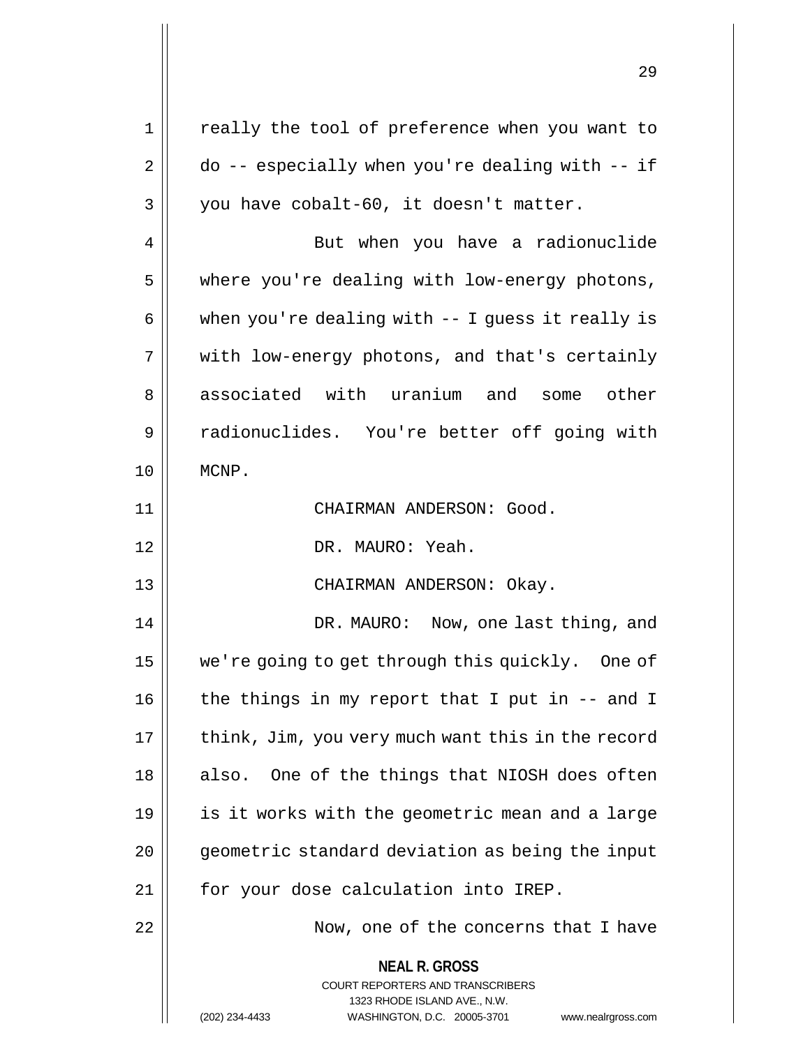really the tool of preference when you want to do -- especially when you're dealing with -- if you have cobalt-60, it doesn't matter.

But when you have a radionuclide where you're dealing with low-energy photons, when you're dealing with -- I guess it really is with low-energy photons, and that's certainly associated with uranium and some other radionuclides. You're better off going with MCNP.

CHAIRMAN ANDERSON: Good.

DR. MAURO: Yeah.

CHAIRMAN ANDERSON: Okay.

DR. MAURO: Now, one last thing, and we're going to get through this quickly. One of the things in my report that I put in -- and I think, Jim, you very much want this in the record also. One of the things that NIOSH does often is it works with the geometric mean and a large geometric standard deviation as being the input for your dose calculation into IREP.

Now, one of the concerns that I have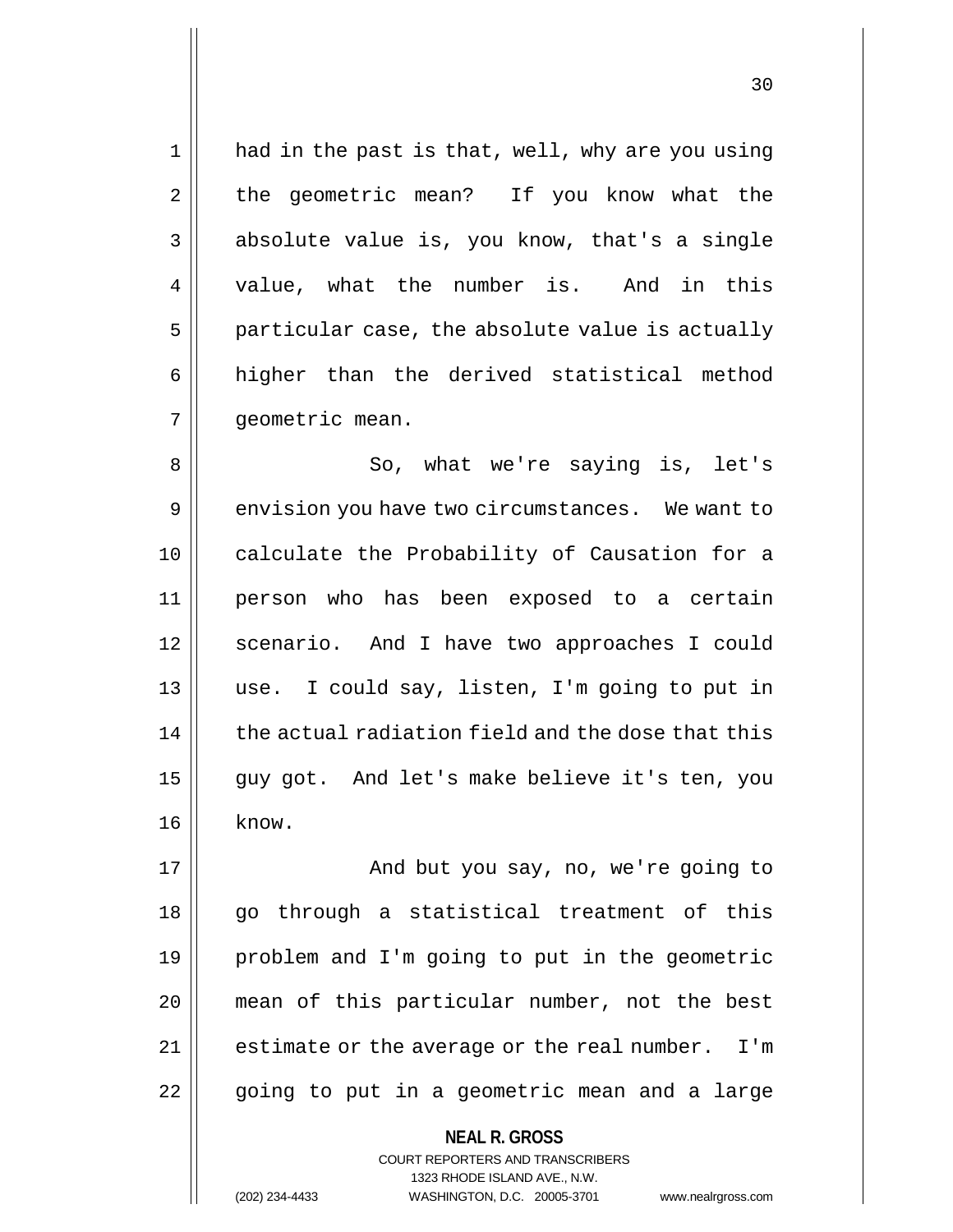had in the past is that, well, why are you using the geometric mean? If you know what the absolute value is, you know, that's a single value, what the number is. And in this particular case, the absolute value is actually higher than the derived statistical method geometric mean.

So, what we're saying is, let's envision you have two circumstances. We want to calculate the Probability of Causation for a person who has been exposed to a certain scenario. And I have two approaches I could use. I could say, listen, I'm going to put in the actual radiation field and the dose that this guy got. And let's make believe it's ten, you know.

And but you say, no, we're going to go through a statistical treatment of this problem and I'm going to put in the geometric mean of this particular number, not the best estimate or the average or the real number. I'm going to put in a geometric mean and a large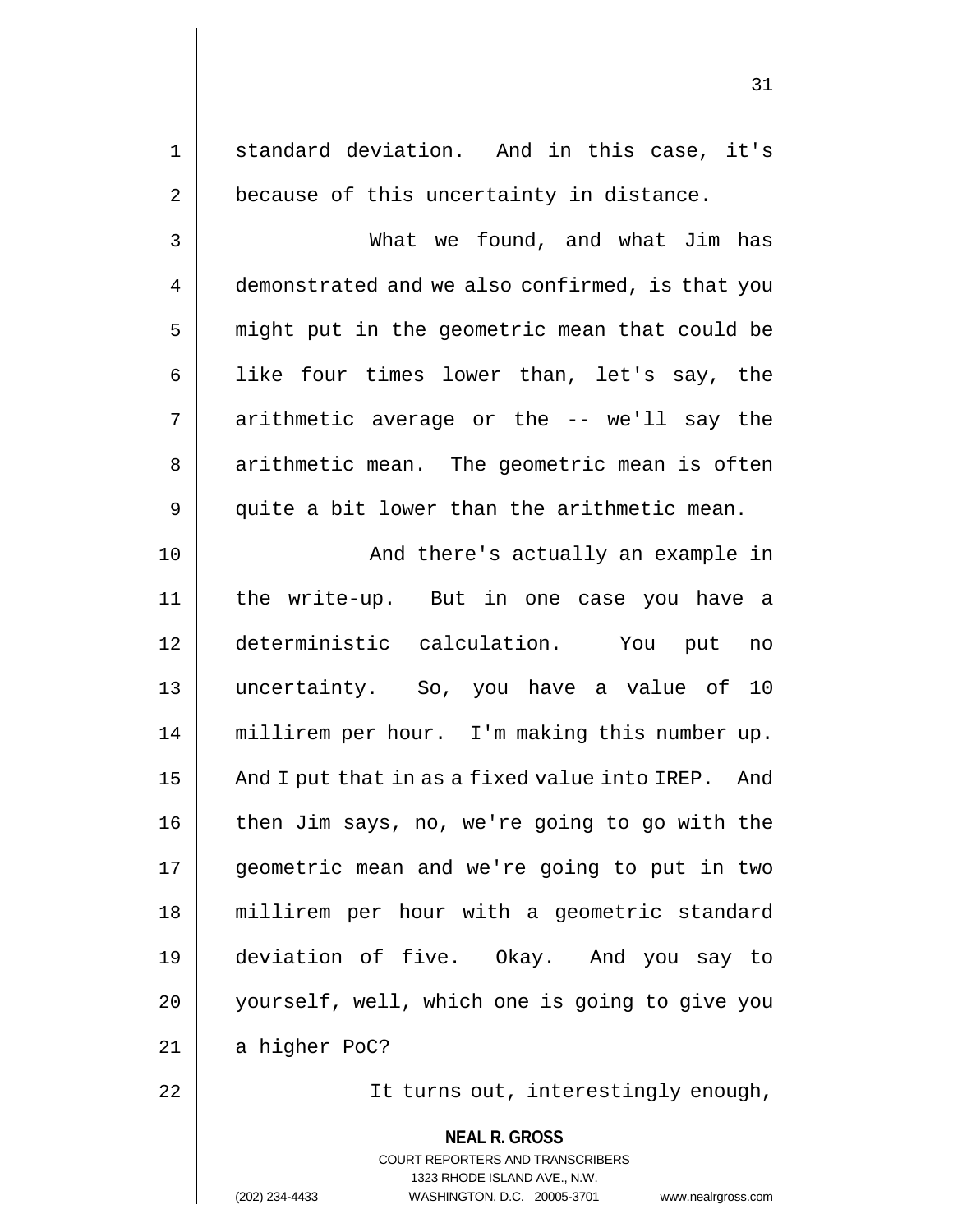standard deviation. And in this case, it's because of this uncertainty in distance.

What we found, and what Jim has demonstrated and we also confirmed, is that you might put in the geometric mean that could be like four times lower than, let's say, the arithmetic average or the -- we'll say the arithmetic mean. The geometric mean is often quite a bit lower than the arithmetic mean.

And there's actually an example in the write-up. But in one case you have a deterministic calculation. You put no uncertainty. So, you have a value of 10 millirem per hour. I'm making this number up. And I put that in as a fixed value into IREP. And then Jim says, no, we're going to go with the geometric mean and we're going to put in two millirem per hour with a geometric standard deviation of five. Okay. And you say to yourself, well, which one is going to give you a higher PoC?

It turns out, interestingly enough,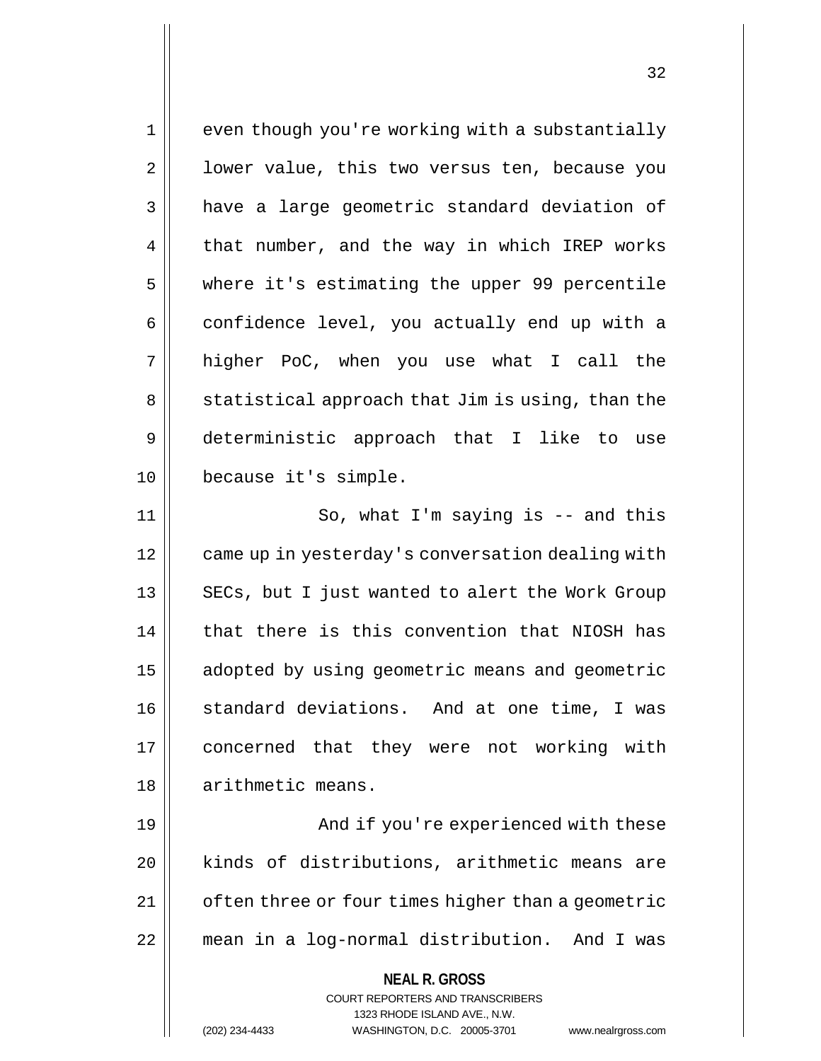even though you're working with a substantially lower value, this two versus ten, because you have a large geometric standard deviation of that number, and the way in which IREP works where it's estimating the upper 99 percentile confidence level, you actually end up with a higher PoC, when you use what I call the statistical approach that Jim is using, than the deterministic approach that I like to use because it's simple.

So, what I'm saying is -- and this came up in yesterday's conversation dealing with SECs, but I just wanted to alert the Work Group that there is this convention that NIOSH has adopted by using geometric means and geometric standard deviations. And at one time, I was concerned that they were not working with arithmetic means.

And if you're experienced with these kinds of distributions, arithmetic means are often three or four times higher than a geometric mean in a log-normal distribution. And I was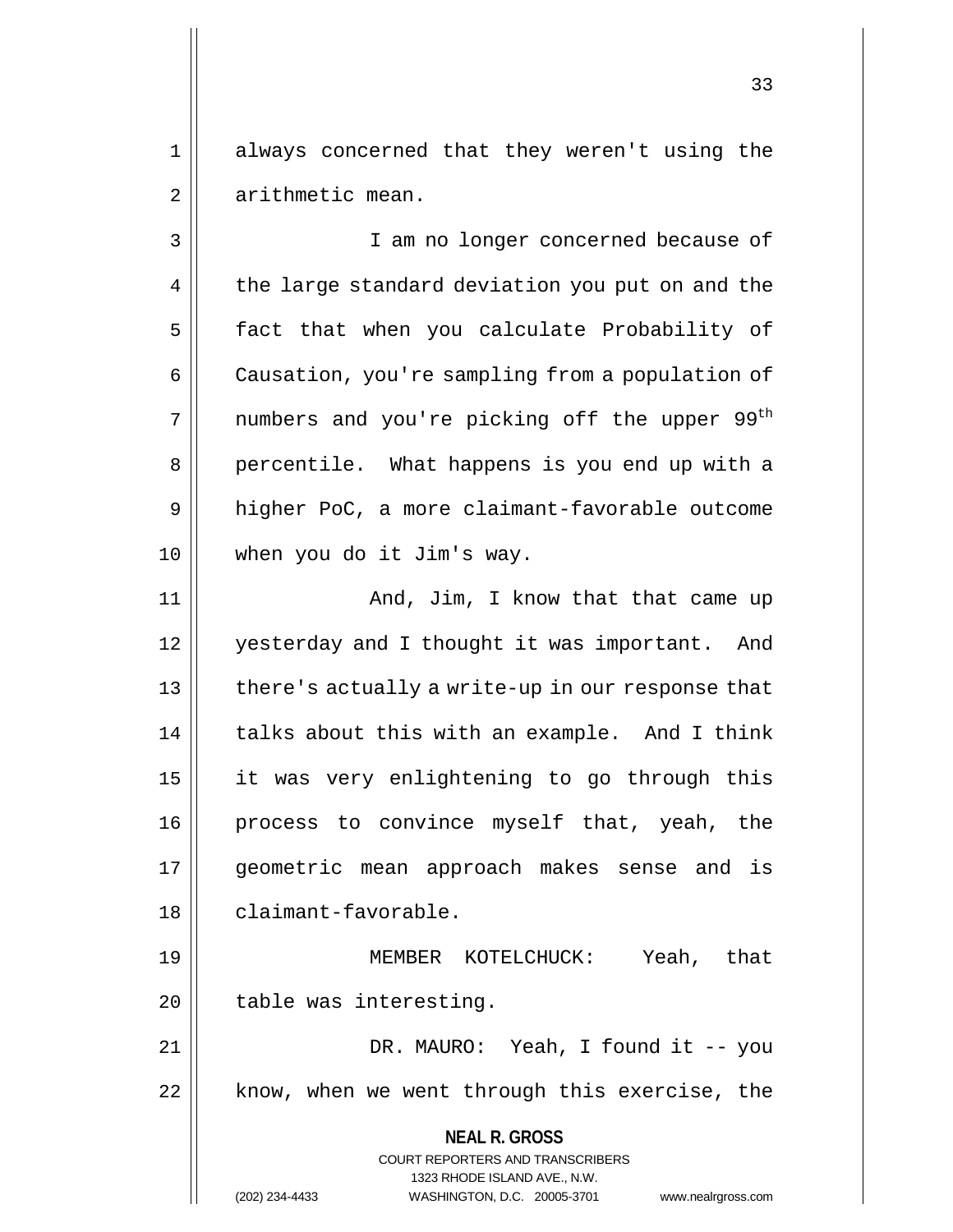always concerned that they weren't using the arithmetic mean.

I am no longer concerned because of the large standard deviation you put on and the fact that when you calculate Probability of Causation, you're sampling from a population of numbers and you're picking off the upper 99th percentile. What happens is you end up with a higher PoC, a more claimant-favorable outcome when you do it Jim's way.

And, Jim, I know that that came up yesterday and I thought it was important. And there's actually a write-up in our response that talks about this with an example. And I think it was very enlightening to go through this process to convince myself that, yeah, the geometric mean approach makes sense and is claimant-favorable.

MEMBER KOTELCHUCK: Yeah, that table was interesting.

DR. MAURO: Yeah, I found it -- you know, when we went through this exercise, the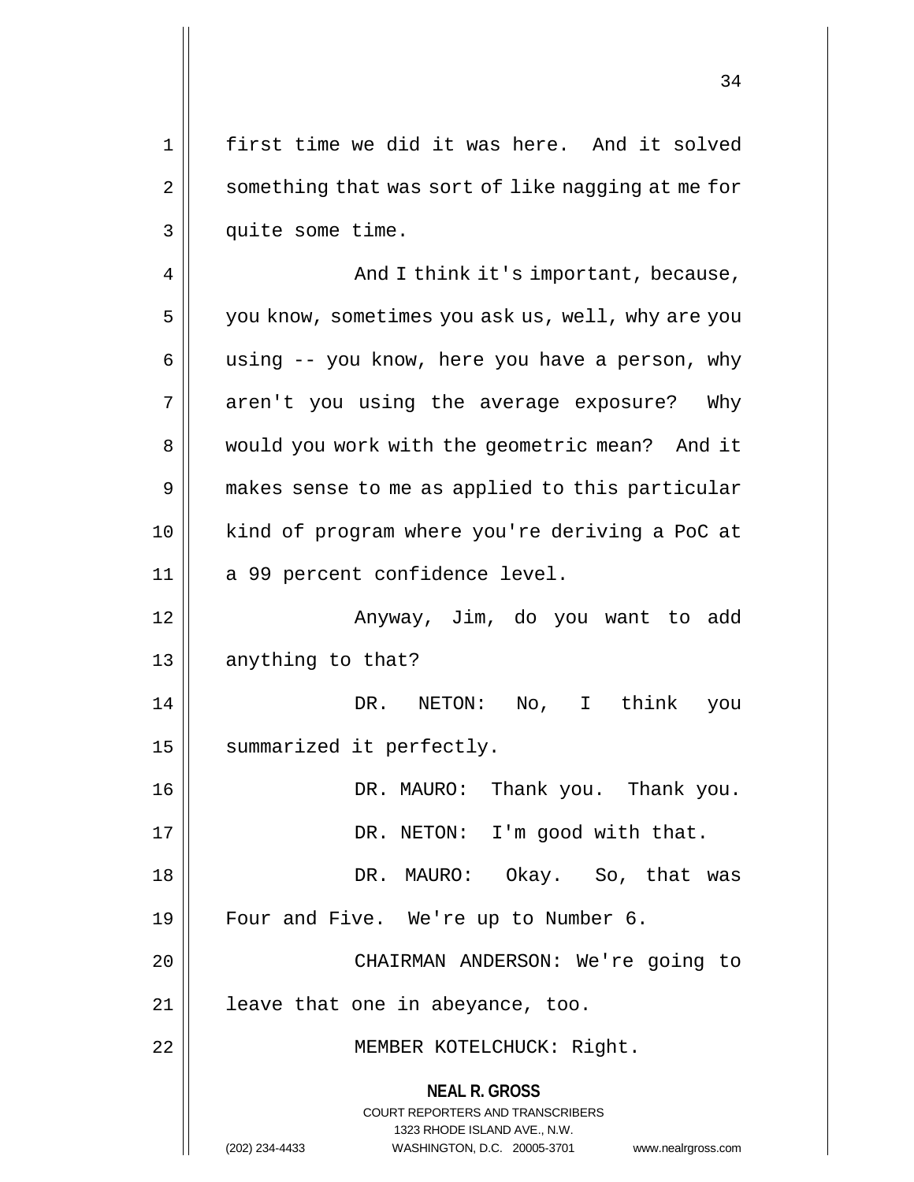first time we did it was here. And it solved something that was sort of like nagging at me for quite some time.

And I think it's important, because, you know, sometimes you ask us, well, why are you using -- you know, here you have a person, why aren't you using the average exposure? Why would you work with the geometric mean? And it makes sense to me as applied to this particular kind of program where you're deriving a PoC at a 99 percent confidence level.

Anyway, Jim, do you want to add anything to that?

DR. NETON: No, I think you summarized it perfectly.

DR. MAURO: Thank you. Thank you.

DR. NETON: I'm good with that.

DR. MAURO: Okay. So, that was Four and Five. We're up to Number 6.

CHAIRMAN ANDERSON: We're going to leave that one in abeyance, too.

MEMBER KOTELCHUCK: Right.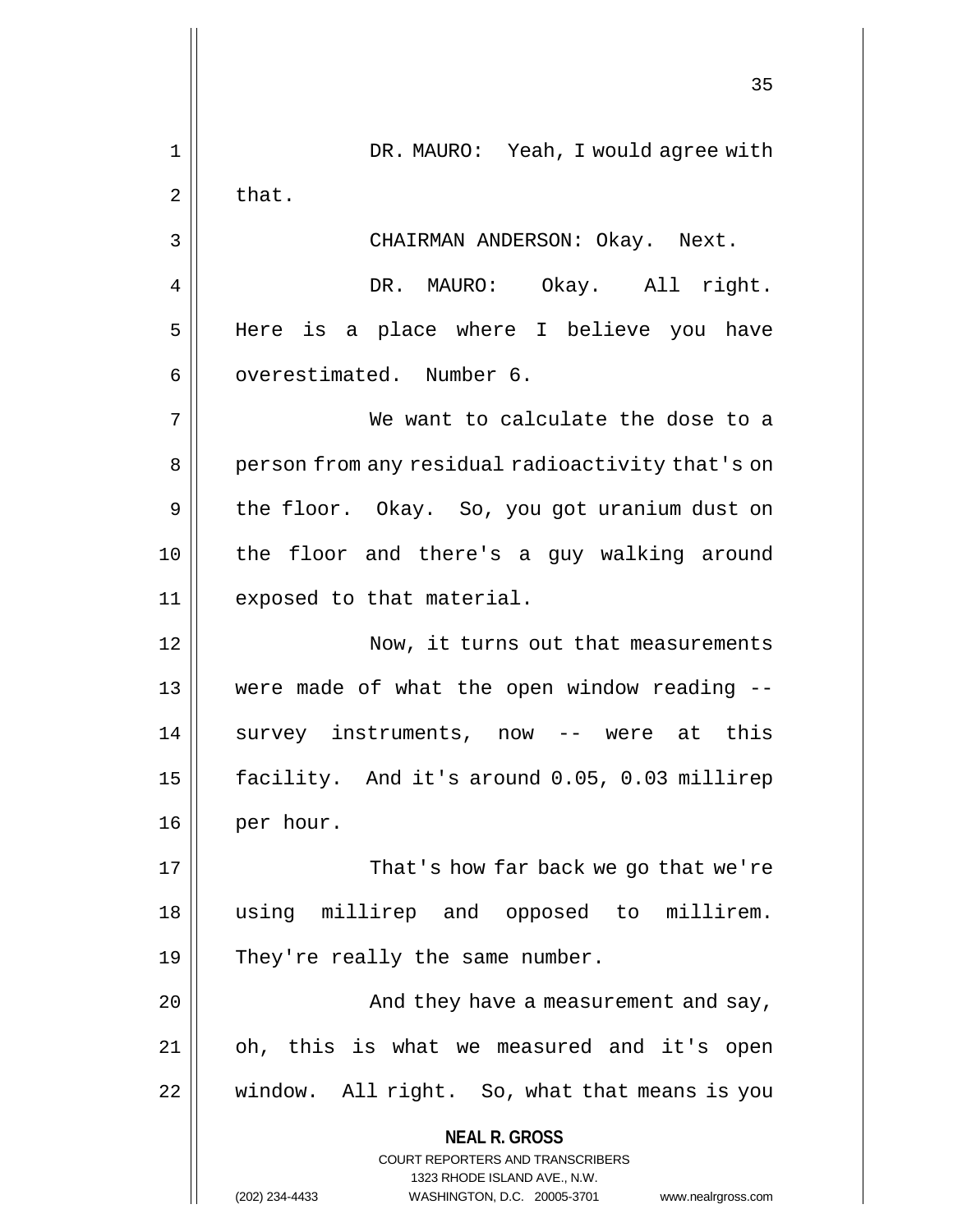DR. MAURO: Yeah, I would agree with that.

CHAIRMAN ANDERSON: Okay. Next.

DR. MAURO: Okay. All right. Here is a place where I believe you have overestimated. Number 6.

We want to calculate the dose to a person from any residual radioactivity that's on the floor. Okay. So, you got uranium dust on the floor and there's a guy walking around exposed to that material.

Now, it turns out that measurements were made of what the open window reading -- survey instruments, now -- were at this facility. And it's around 0.05, 0.03 millirep per hour.

That's how far back we go that we're using millirep and opposed to millirem. They're really the same number.

And they have a measurement and say, oh, this is what we measured and it's open window. All right. So, what that means is you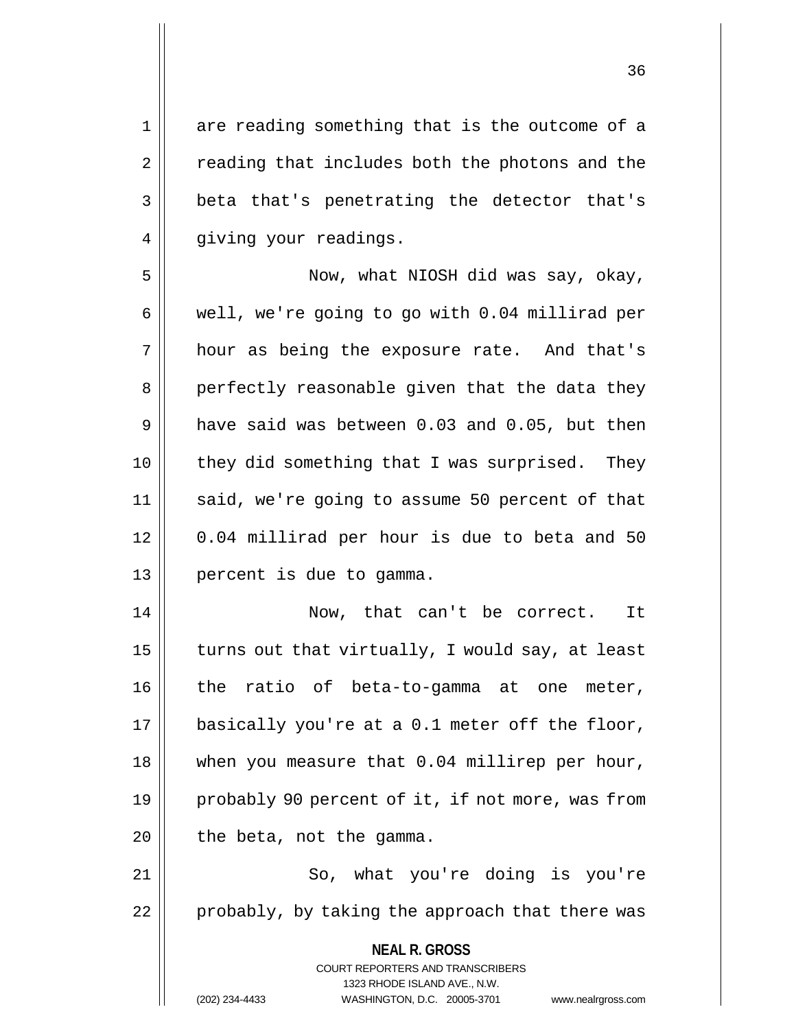are reading something that is the outcome of a reading that includes both the photons and the beta that's penetrating the detector that's giving your readings.

Now, what NIOSH did was say, okay, well, we're going to go with 0.04 millirad per hour as being the exposure rate. And that's perfectly reasonable given that the data they have said was between 0.03 and 0.05, but then they did something that I was surprised. They said, we're going to assume 50 percent of that 0.04 millirad per hour is due to beta and 50 percent is due to gamma.

Now, that can't be correct. It turns out that virtually, I would say, at least the ratio of beta-to-gamma at one meter, basically you're at a 0.1 meter off the floor, when you measure that 0.04 millirep per hour, probably 90 percent of it, if not more, was from the beta, not the gamma.

So, what you're doing is you're probably, by taking the approach that there was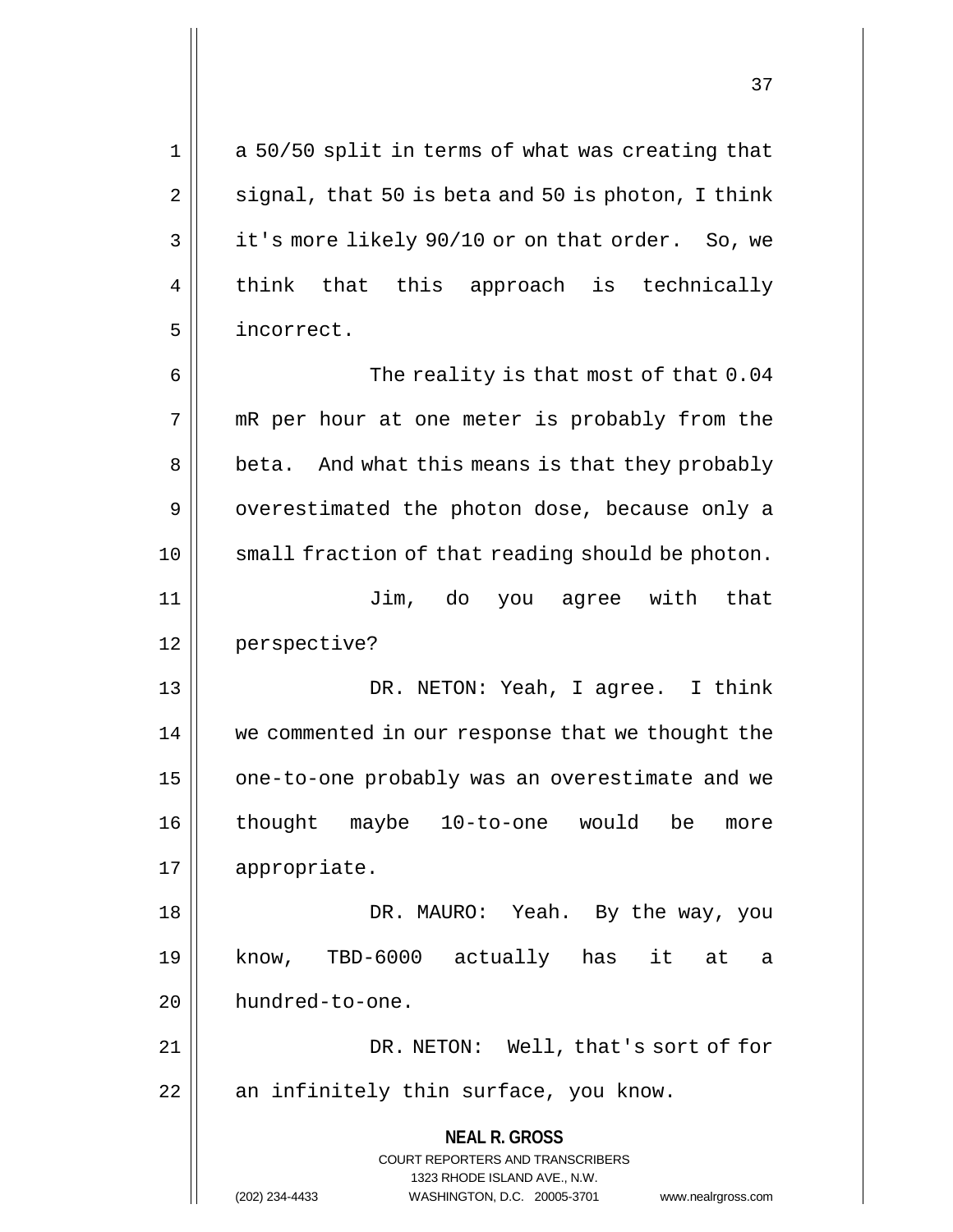a 50/50 split in terms of what was creating that signal, that 50 is beta and 50 is photon, I think it's more likely 90/10 or on that order. So, we think that this approach is technically incorrect.

The reality is that most of that 0.04 mR per hour at one meter is probably from the beta. And what this means is that they probably overestimated the photon dose, because only a small fraction of that reading should be photon.

Jim, do you agree with that perspective?

DR. NETON: Yeah, I agree. I think we commented in our response that we thought the one-to-one probably was an overestimate and we thought maybe 10-to-one would be more appropriate.

DR. MAURO: Yeah. By the way, you know, TBD-6000 actually has it at a hundred-to-one.

DR. NETON: Well, that's sort of for an infinitely thin surface, you know.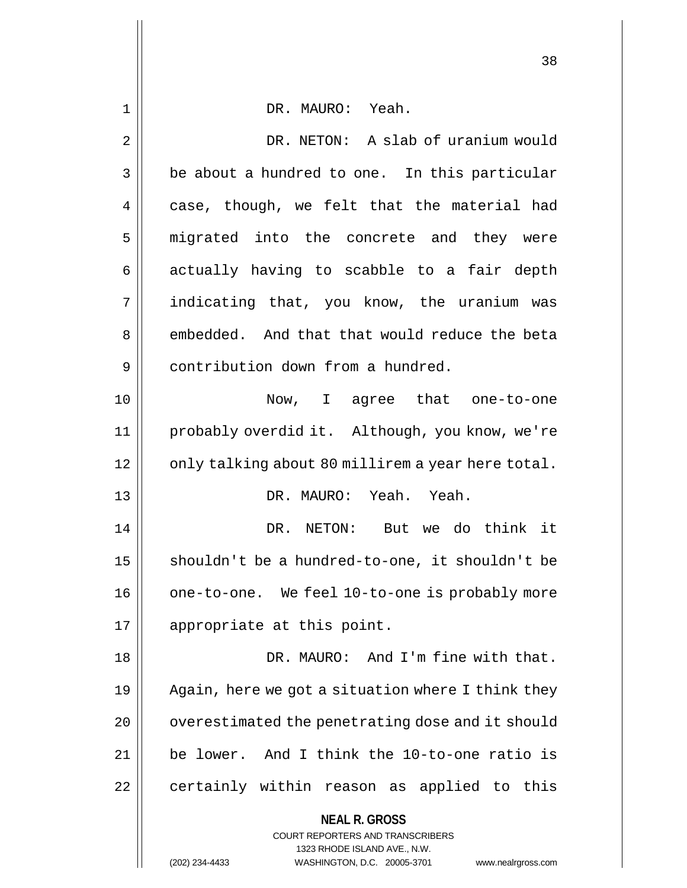DR. MAURO: Yeah.

DR. NETON: A slab of uranium would be about a hundred to one. In this particular case, though, we felt that the material had migrated into the concrete and they were actually having to scabble to a fair depth indicating that, you know, the uranium was embedded. And that that would reduce the beta contribution down from a hundred.

Now, I agree that one-to-one probably overdid it. Although, you know, we're only talking about 80 millirem a year here total.

DR. MAURO: Yeah. Yeah.

DR. NETON: But we do think it shouldn't be a hundred-to-one, it shouldn't be one-to-one. We feel 10-to-one is probably more appropriate at this point.

DR. MAURO: And I'm fine with that. Again, here we got a situation where I think they overestimated the penetrating dose and it should be lower. And I think the 10-to-one ratio is certainly within reason as applied to this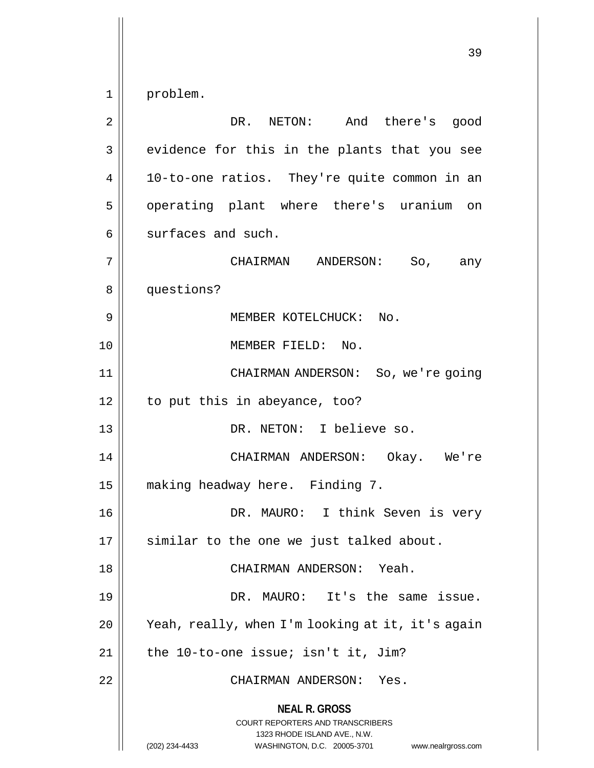problem.

DR. NETON: And there's good evidence for this in the plants that you see 10-to-one ratios. They're quite common in an operating plant where there's uranium on surfaces and such.

CHAIRMAN ANDERSON: So, any questions?

MEMBER KOTELCHUCK: No.

MEMBER FIELD: No.

CHAIRMAN ANDERSON: So, we're going to put this in abeyance, too?

DR. NETON: I believe so.

CHAIRMAN ANDERSON: Okay. We're making headway here. Finding 7.

DR. MAURO: I think Seven is very similar to the one we just talked about.

CHAIRMAN ANDERSON: Yeah.

DR. MAURO: It's the same issue. Yeah, really, when I'm looking at it, it's again the 10-to-one issue; isn't it, Jim?

CHAIRMAN ANDERSON: Yes.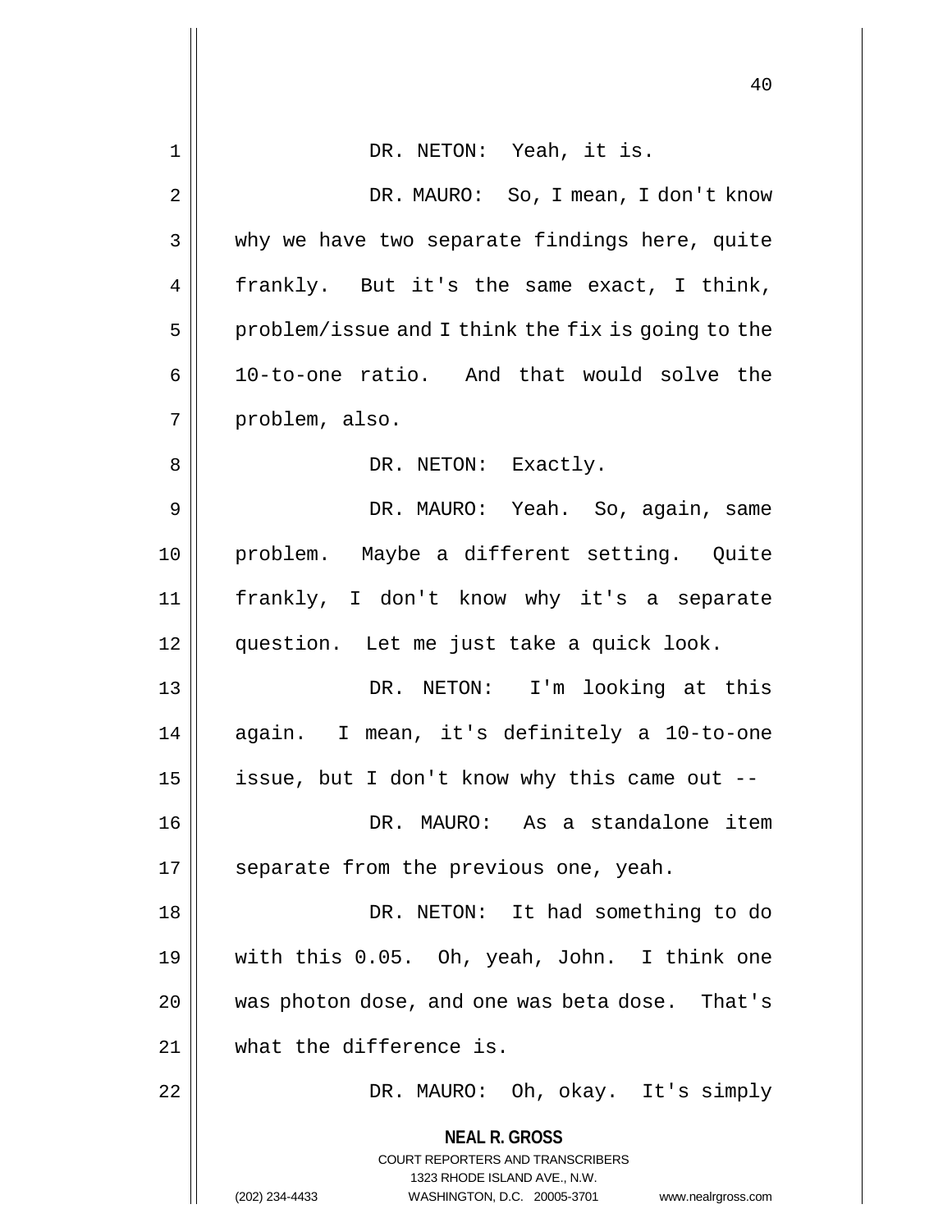DR. NETON: Yeah, it is.

DR. MAURO: So, I mean, I don't know why we have two separate findings here, quite frankly. But it's the same exact, I think, problem/issue and I think the fix is going to the 10-to-one ratio. And that would solve the problem, also.

DR. NETON: Exactly.

DR. MAURO: Yeah. So, again, same problem. Maybe a different setting. Quite frankly, I don't know why it's a separate question. Let me just take a quick look.

DR. NETON: I'm looking at this again. I mean, it's definitely a 10-to-one issue, but I don't know why this came out --

DR. MAURO: As a standalone item separate from the previous one, yeah.

DR. NETON: It had something to do with this 0.05. Oh, yeah, John. I think one was photon dose, and one was beta dose. That's what the difference is.

DR. MAURO: Oh, okay. It's simply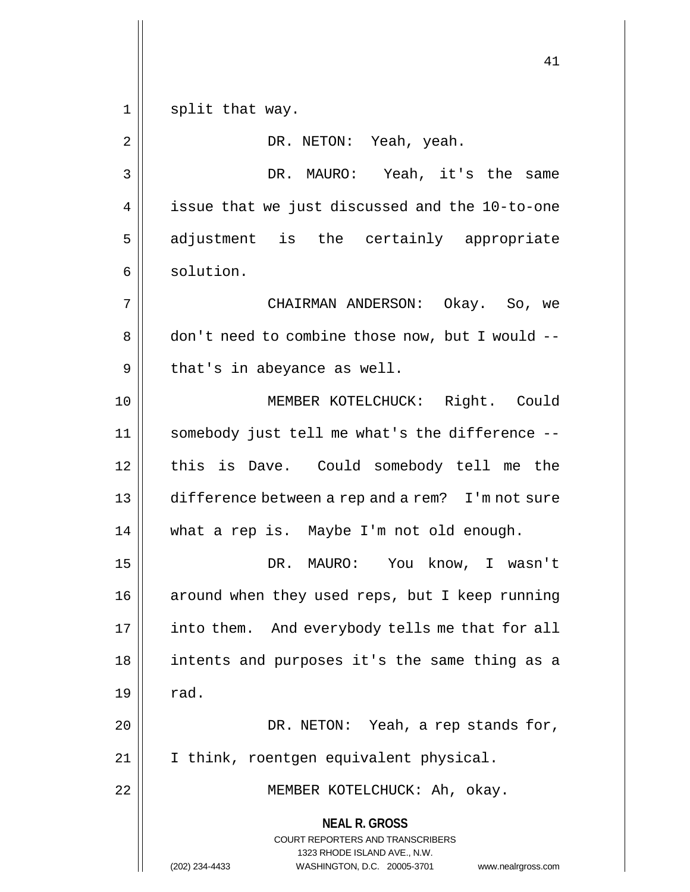split that way.

DR. NETON: Yeah, yeah.

DR. MAURO: Yeah, it's the same issue that we just discussed and the 10-to-one adjustment is the certainly appropriate solution.

CHAIRMAN ANDERSON: Okay. So, we don't need to combine those now, but I would -- that's in abeyance as well.

MEMBER KOTELCHUCK: Right. Could somebody just tell me what's the difference -- this is Dave. Could somebody tell me the difference between a rep and a rem? I'm not sure what a rep is. Maybe I'm not old enough.

DR. MAURO: You know, I wasn't around when they used reps, but I keep running into them. And everybody tells me that for all intents and purposes it's the same thing as a rad.

DR. NETON: Yeah, a rep stands for, I think, roentgen equivalent physical.

MEMBER KOTELCHUCK: Ah, okay.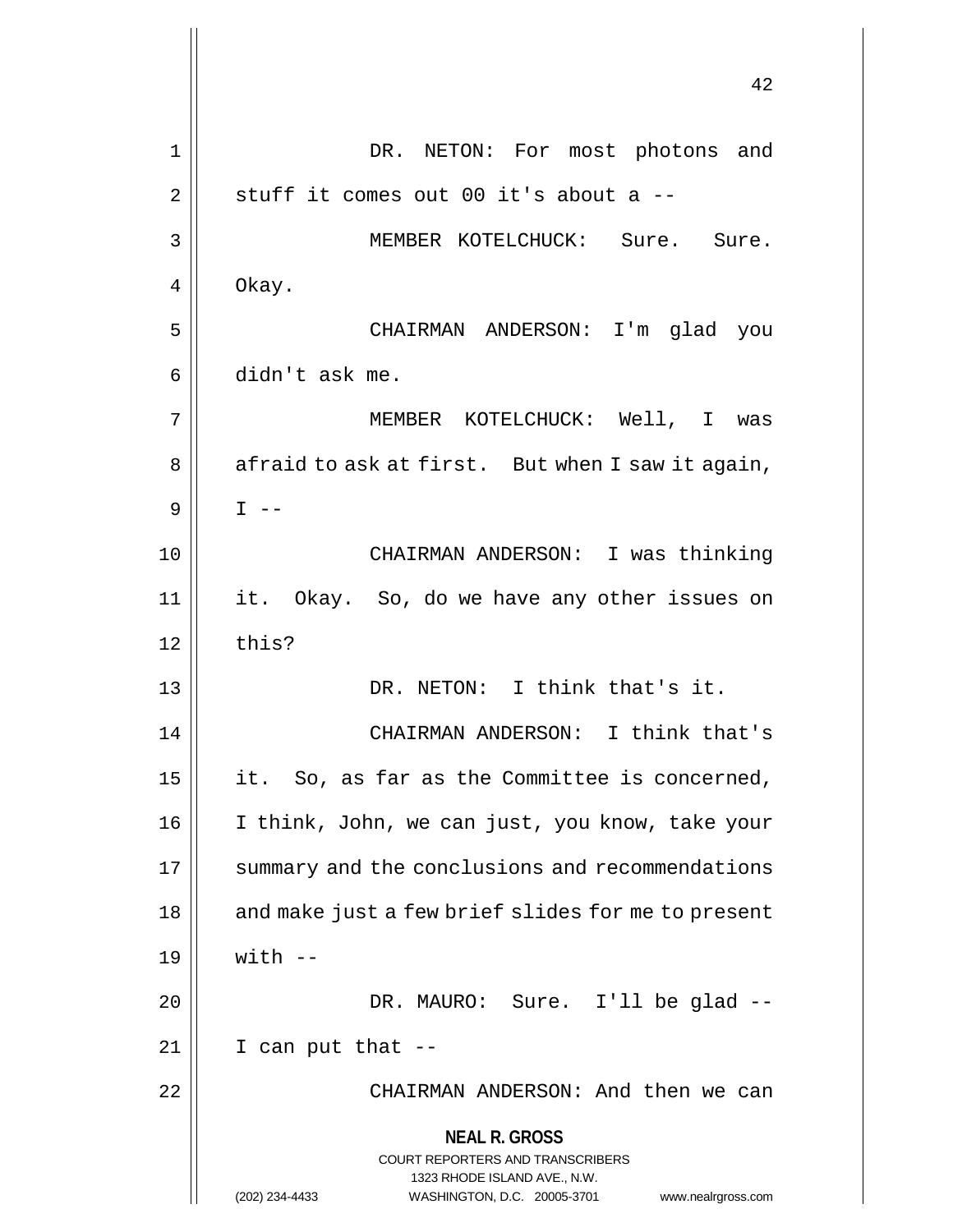DR. NETON: For most photons and stuff it comes out 00 it's about a --

MEMBER KOTELCHUCK: Sure. Sure. Okay.

CHAIRMAN ANDERSON: I'm glad you didn't ask me.

MEMBER KOTELCHUCK: Well, I was afraid to ask at first. But when I saw it again, I --

CHAIRMAN ANDERSON: I was thinking it. Okay. So, do we have any other issues on this?

DR. NETON: I think that's it.

CHAIRMAN ANDERSON: I think that's it. So, as far as the Committee is concerned, I think, John, we can just, you know, take your summary and the conclusions and recommendations and make just a few brief slides for me to present with --

DR. MAURO: Sure. I'll be glad -- I can put that --

CHAIRMAN ANDERSON: And then we can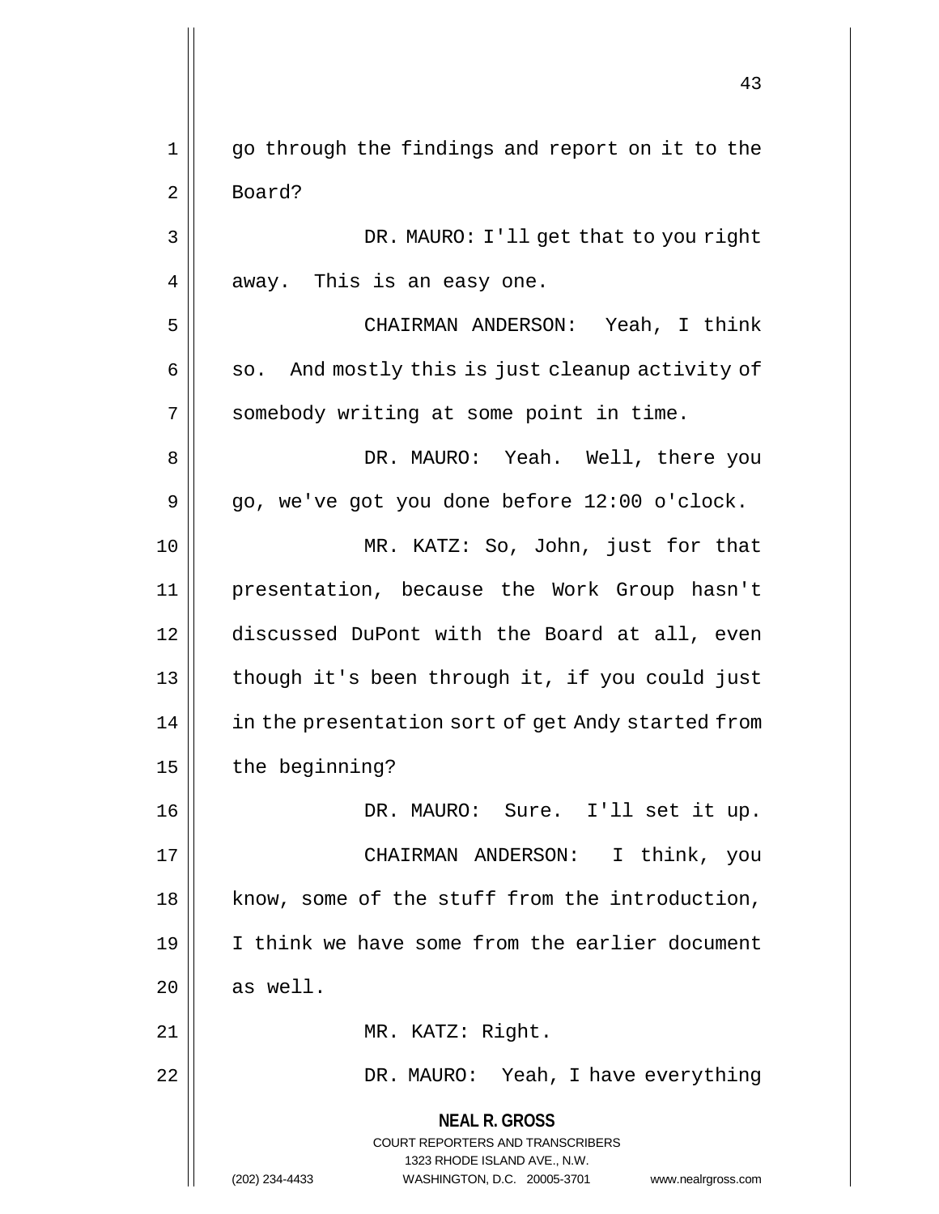go through the findings and report on it to the Board?

DR. MAURO: I'll get that to you right away. This is an easy one.

CHAIRMAN ANDERSON: Yeah, I think so. And mostly this is just cleanup activity of somebody writing at some point in time.

DR. MAURO: Yeah. Well, there you go, we've got you done before 12:00 o'clock.

MR. KATZ: So, John, just for that presentation, because the Work Group hasn't discussed DuPont with the Board at all, even though it's been through it, if you could just in the presentation sort of get Andy started from the beginning?

DR. MAURO: Sure. I'll set it up.

CHAIRMAN ANDERSON: I think, you know, some of the stuff from the introduction, I think we have some from the earlier document as well.

MR. KATZ: Right.

DR. MAURO: Yeah, I have everything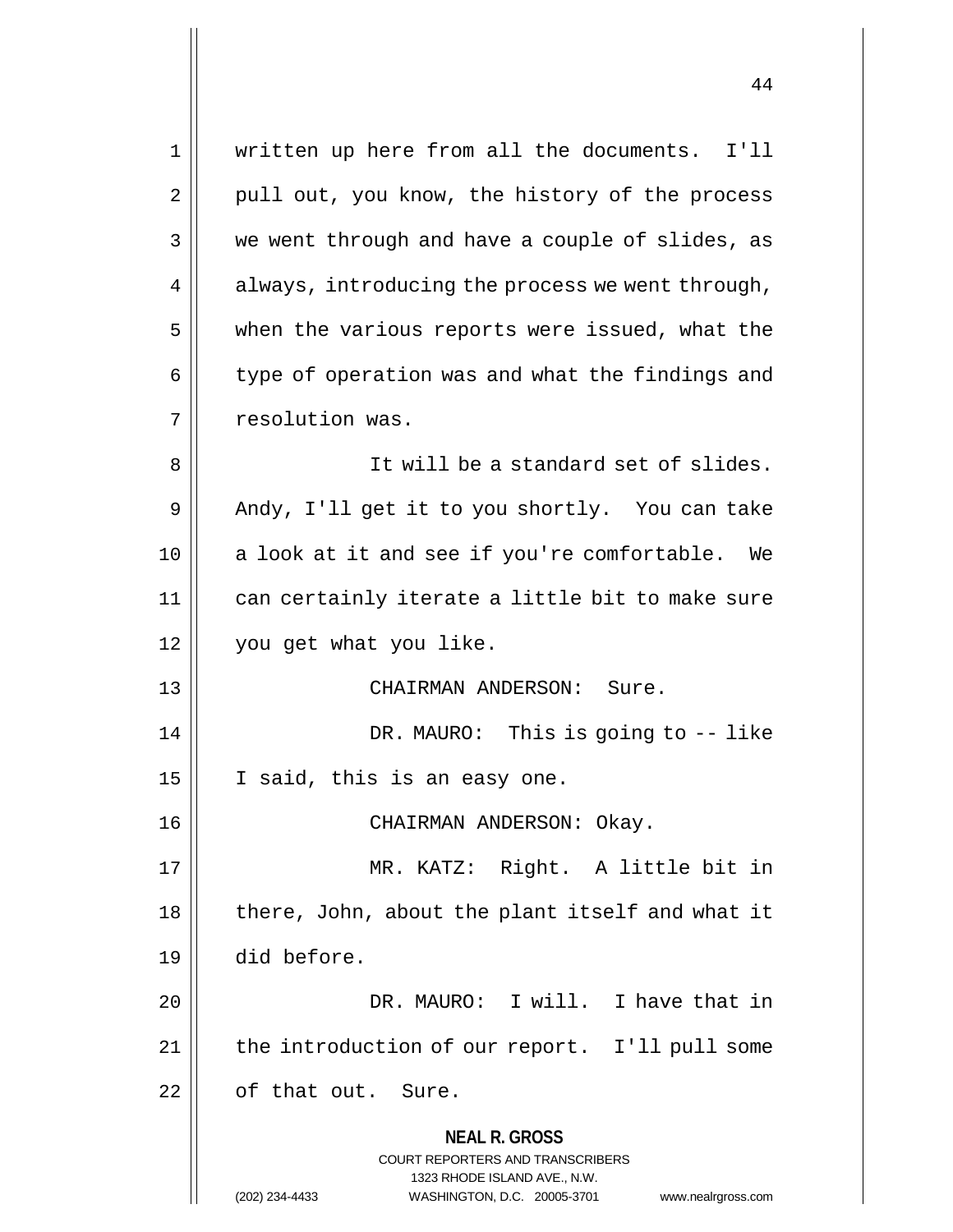written up here from all the documents. I'll pull out, you know, the history of the process we went through and have a couple of slides, as always, introducing the process we went through, when the various reports were issued, what the type of operation was and what the findings and resolution was.

It will be a standard set of slides. Andy, I'll get it to you shortly. You can take a look at it and see if you're comfortable. We can certainly iterate a little bit to make sure you get what you like.

CHAIRMAN ANDERSON: Sure.

DR. MAURO: This is going to -- like I said, this is an easy one.

CHAIRMAN ANDERSON: Okay.

MR. KATZ: Right. A little bit in there, John, about the plant itself and what it did before.

DR. MAURO: I will. I have that in the introduction of our report. I'll pull some of that out. Sure.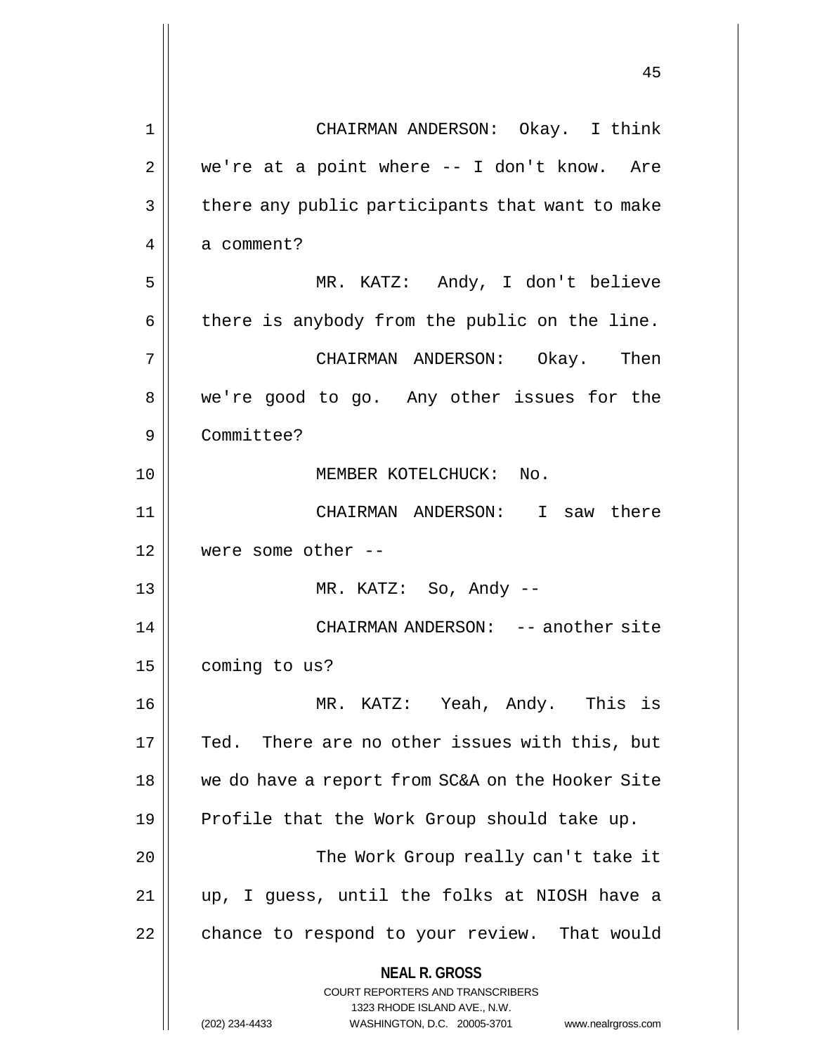CHAIRMAN ANDERSON: Okay. I think we're at a point where -- I don't know. Are there any public participants that want to make a comment?

MR. KATZ: Andy, I don't believe there is anybody from the public on the line.

CHAIRMAN ANDERSON: Okay. Then we're good to go. Any other issues for the Committee?

MEMBER KOTELCHUCK: No.

CHAIRMAN ANDERSON: I saw there were some other --

MR. KATZ: So, Andy --

CHAIRMAN ANDERSON: -- another site coming to us?

MR. KATZ: Yeah, Andy. This is Ted. There are no other issues with this, but we do have a report from SC&A on the Hooker Site Profile that the Work Group should take up.

The Work Group really can't take it up, I guess, until the folks at NIOSH have a chance to respond to your review. That would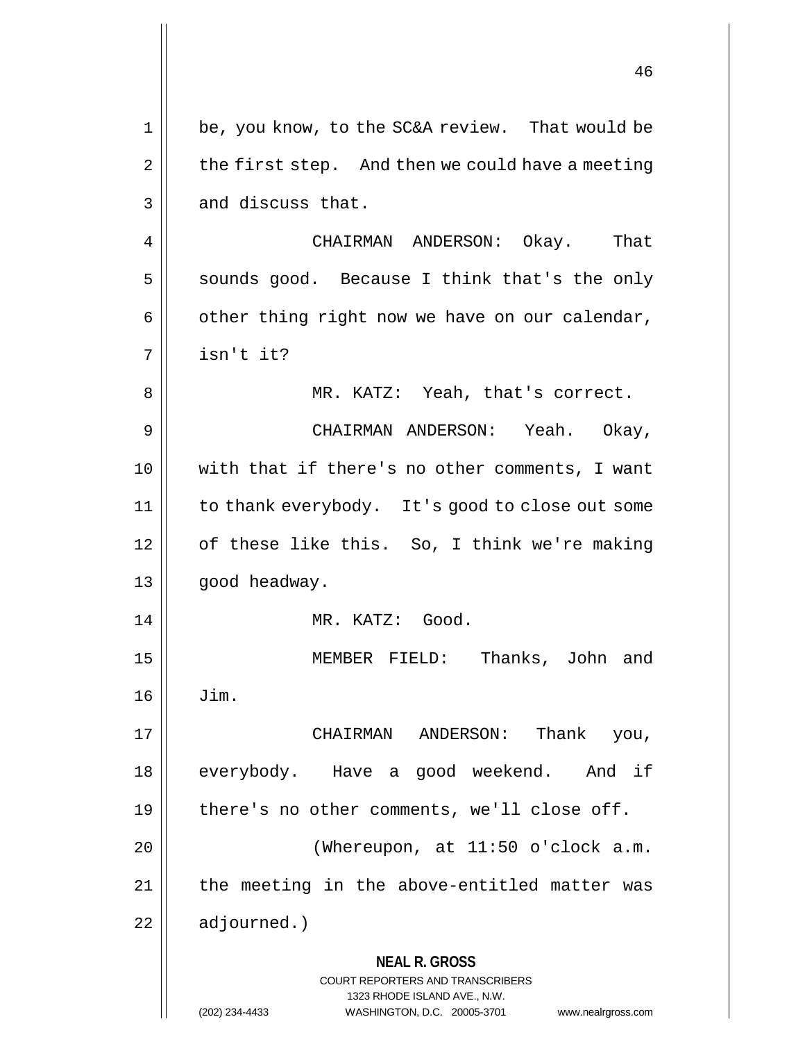be, you know, to the SC&A review. That would be the first step. And then we could have a meeting and discuss that.

CHAIRMAN ANDERSON: Okay. That sounds good. Because I think that's the only other thing right now we have on our calendar, isn't it?

MR. KATZ: Yeah, that's correct.

CHAIRMAN ANDERSON: Yeah. Okay, with that if there's no other comments, I want to thank everybody. It's good to close out some of these like this. So, I think we're making good headway.

MR. KATZ: Good.

MEMBER FIELD: Thanks, John and Jim.

CHAIRMAN ANDERSON: Thank you, everybody. Have a good weekend. And if there's no other comments, we'll close off.

(Whereupon, at 11:50 o'clock a.m. the meeting in the above-entitled matter was adjourned.)